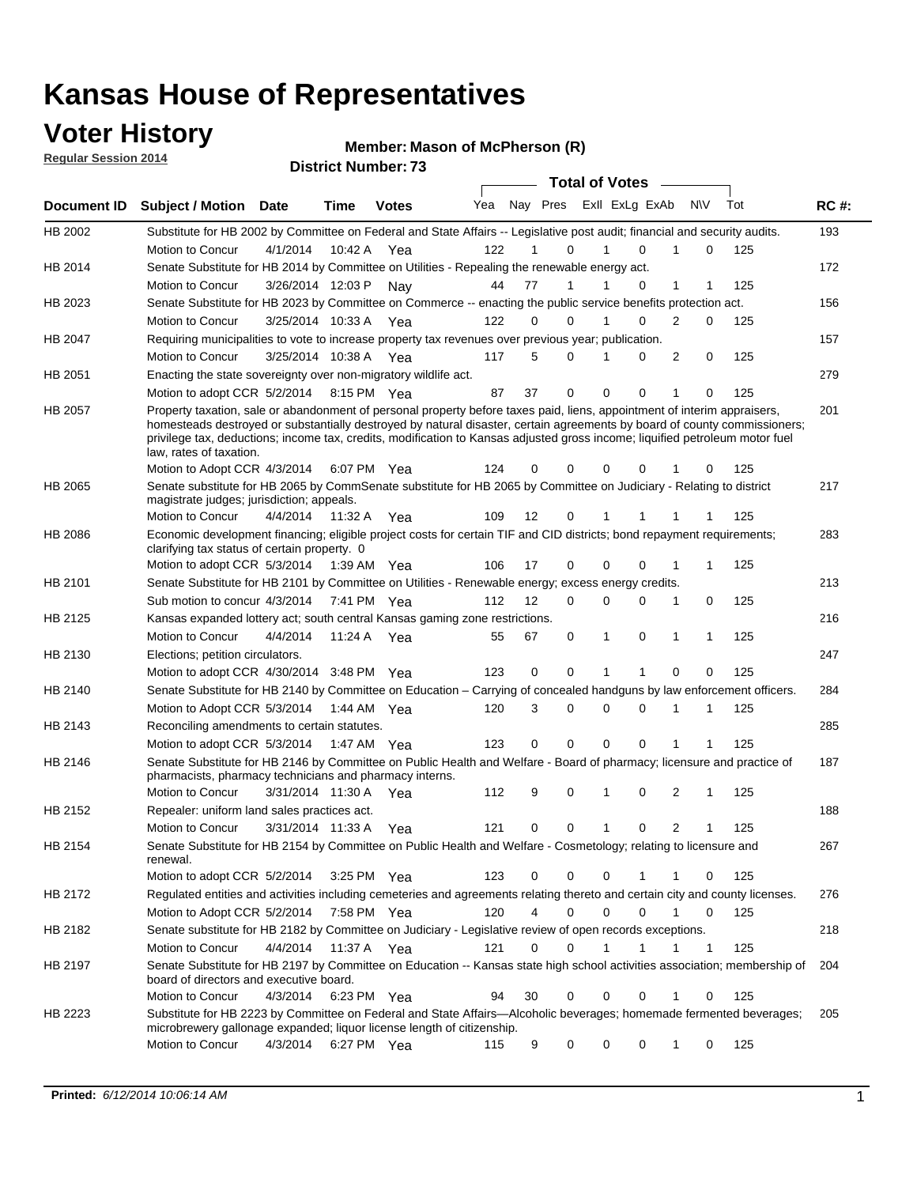# Kansas House of Representatives

## Voter History

**Regular Session 2014**

**Member: Mason of McPherson (R)**

**District Number: 73**

| Document ID | Subject / Motion | Date | Time | Votes | Yea | Nay | Pres | ExII | ExLg | ExAb | N\V | Tot | RC #: |
|---|---|---|---|---|---|---|---|---|---|---|---|---|---|
| HB 2002 | Substitute for HB 2002 by Committee on Federal and State Affairs -- Legislative post audit; financial and security audits. | | | | | | | | | | | | 193 |
| | Motion to Concur | 4/1/2014 | 10:42 A | Yea | 122 | 1 | 0 | 1 | 0 | 1 | 0 | 125 | |
| HB 2014 | Senate Substitute for HB 2014 by Committee on Utilities - Repealing the renewable energy act. | | | | | | | | | | | | 172 |
| | Motion to Concur | 3/26/2014 | 12:03 P | Nay | 44 | 77 | 1 | 1 | 0 | 1 | 1 | 125 | |
| HB 2023 | Senate Substitute for HB 2023 by Committee on Commerce -- enacting the public service benefits protection act. | | | | | | | | | | | | 156 |
| | Motion to Concur | 3/25/2014 | 10:33 A | Yea | 122 | 0 | 0 | 1 | 0 | 2 | 0 | 125 | |
| HB 2047 | Requiring municipalities to vote to increase property tax revenues over previous year; publication. | | | | | | | | | | | | 157 |
| | Motion to Concur | 3/25/2014 | 10:38 A | Yea | 117 | 5 | 0 | 1 | 0 | 2 | 0 | 125 | |
| HB 2051 | Enacting the state sovereignty over non-migratory wildlife act. | | | | | | | | | | | | 279 |
| | Motion to adopt CCR | 5/2/2014 | 8:15 PM | Yea | 87 | 37 | 0 | 0 | 0 | 1 | 0 | 125 | |
| HB 2057 | Property taxation, sale or abandonment of personal property before taxes paid, liens, appointment of interim appraisers, homesteads destroyed or substantially destroyed by natural disaster, certain agreements by board of county commissioners; privilege tax, deductions; income tax, credits, modification to Kansas adjusted gross income; liquified petroleum motor fuel law, rates of taxation. | | | | | | | | | | | | 201 |
| | Motion to Adopt CCR | 4/3/2014 | 6:07 PM | Yea | 124 | 0 | 0 | 0 | 0 | 1 | 0 | 125 | |
| HB 2065 | Senate substitute for HB 2065 by CommSenate substitute for HB 2065 by Committee on Judiciary - Relating to district magistrate judges; jurisdiction; appeals. | | | | | | | | | | | | 217 |
| | Motion to Concur | 4/4/2014 | 11:32 A | Yea | 109 | 12 | 0 | 1 | 1 | 1 | 1 | 125 | |
| HB 2086 | Economic development financing; eligible project costs for certain TIF and CID districts; bond repayment requirements; clarifying tax status of certain property. 0 | | | | | | | | | | | | 283 |
| | Motion to adopt CCR | 5/3/2014 | 1:39 AM | Yea | 106 | 17 | 0 | 0 | 0 | 1 | 1 | 125 | |
| HB 2101 | Senate Substitute for HB 2101 by Committee on Utilities - Renewable energy; excess energy credits. | | | | | | | | | | | | 213 |
| | Sub motion to concur | 4/3/2014 | 7:41 PM | Yea | 112 | 12 | 0 | 0 | 0 | 1 | 0 | 125 | |
| HB 2125 | Kansas expanded lottery act; south central Kansas gaming zone restrictions. | | | | | | | | | | | | 216 |
| | Motion to Concur | 4/4/2014 | 11:24 A | Yea | 55 | 67 | 0 | 1 | 0 | 1 | 1 | 125 | |
| HB 2130 | Elections; petition circulators. | | | | | | | | | | | | 247 |
| | Motion to adopt CCR | 4/30/2014 | 3:48 PM | Yea | 123 | 0 | 0 | 1 | 1 | 0 | 0 | 125 | |
| HB 2140 | Senate Substitute for HB 2140 by Committee on Education – Carrying of concealed handguns by law enforcement officers. | | | | | | | | | | | | 284 |
| | Motion to Adopt CCR | 5/3/2014 | 1:44 AM | Yea | 120 | 3 | 0 | 0 | 0 | 1 | 1 | 125 | |
| HB 2143 | Reconciling amendments to certain statutes. | | | | | | | | | | | | 285 |
| | Motion to adopt CCR | 5/3/2014 | 1:47 AM | Yea | 123 | 0 | 0 | 0 | 0 | 1 | 1 | 125 | |
| HB 2146 | Senate Substitute for HB 2146 by Committee on Public Health and Welfare - Board of pharmacy; licensure and practice of pharmacists, pharmacy technicians and pharmacy interns. | | | | | | | | | | | | 187 |
| | Motion to Concur | 3/31/2014 | 11:30 A | Yea | 112 | 9 | 0 | 1 | 0 | 2 | 1 | 125 | |
| HB 2152 | Repealer: uniform land sales practices act. | | | | | | | | | | | | 188 |
| | Motion to Concur | 3/31/2014 | 11:33 A | Yea | 121 | 0 | 0 | 1 | 0 | 2 | 1 | 125 | |
| HB 2154 | Senate Substitute for HB 2154 by Committee on Public Health and Welfare - Cosmetology; relating to licensure and renewal. | | | | | | | | | | | | 267 |
| | Motion to adopt CCR | 5/2/2014 | 3:25 PM | Yea | 123 | 0 | 0 | 0 | 1 | 1 | 0 | 125 | |
| HB 2172 | Regulated entities and activities including cemeteries and agreements relating thereto and certain city and county licenses. | | | | | | | | | | | | 276 |
| | Motion to Adopt CCR | 5/2/2014 | 7:58 PM | Yea | 120 | 4 | 0 | 0 | 0 | 1 | 0 | 125 | |
| HB 2182 | Senate substitute for HB 2182 by Committee on Judiciary - Legislative review of open records exceptions. | | | | | | | | | | | | 218 |
| | Motion to Concur | 4/4/2014 | 11:37 A | Yea | 121 | 0 | 0 | 1 | 1 | 1 | 1 | 125 | |
| HB 2197 | Senate Substitute for HB 2197 by Committee on Education -- Kansas state high school activities association; membership of board of directors and executive board. | | | | | | | | | | | | 204 |
| | Motion to Concur | 4/3/2014 | 6:23 PM | Yea | 94 | 30 | 0 | 0 | 0 | 1 | 0 | 125 | |
| HB 2223 | Substitute for HB 2223 by Committee on Federal and State Affairs—Alcoholic beverages; homemade fermented beverages; microbrewery gallonage expanded; liquor license length of citizenship. | | | | | | | | | | | | 205 |
| | Motion to Concur | 4/3/2014 | 6:27 PM | Yea | 115 | 9 | 0 | 0 | 0 | 1 | 0 | 125 | |

**Printed:** *6/12/2014 10:06:14 AM*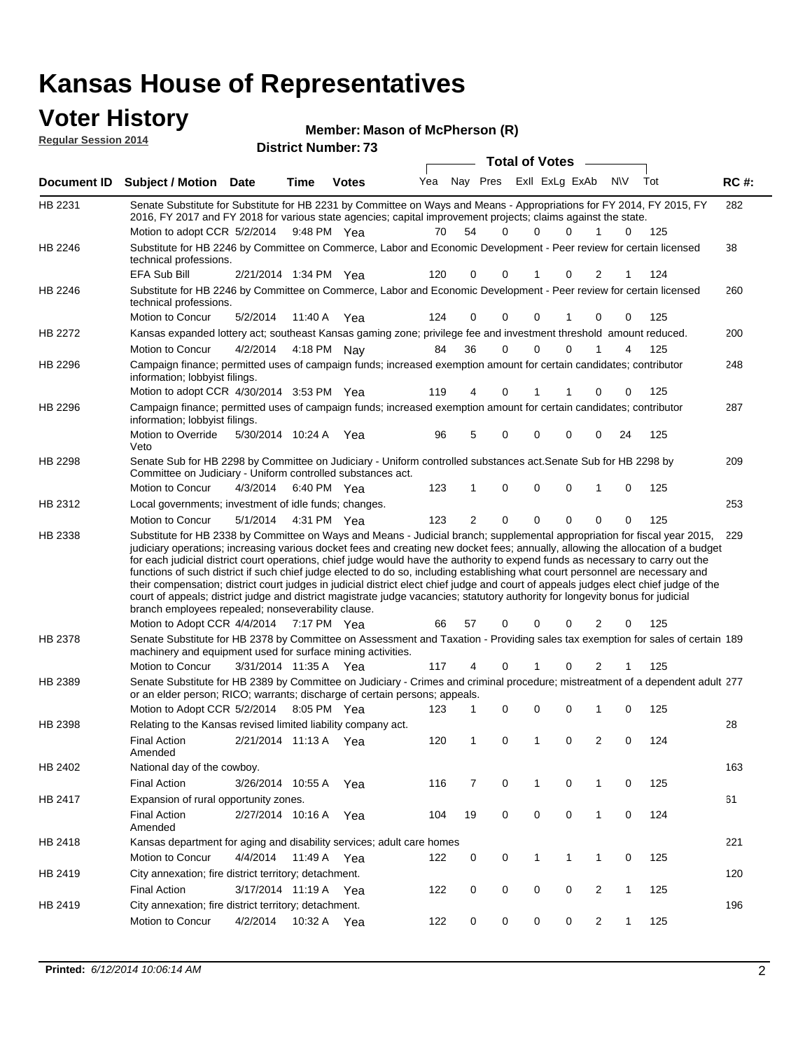# Kansas House of Representatives

## Voter History

**Regular Session 2014**

**Member: Mason of McPherson (R)**

**District Number: 73**

| Document ID | Subject / Motion | Date | Time | Votes | Yea | Nay | Pres | ExII | ExLg | ExAb | N\V | Tot | RC #: |
|---|---|---|---|---|---|---|---|---|---|---|---|---|---|
| HB 2231 | Senate Substitute for Substitute for HB 2231 by Committee on Ways and Means - Appropriations for FY 2014, FY 2015, FY 2016, FY 2017 and FY 2018 for various state agencies; capital improvement projects; claims against the state. | | | | | | | | | | | | 282 |
| | Motion to adopt CCR | 5/2/2014 | 9:48 PM | Yea | 70 | 54 | 0 | 0 | 0 | 1 | 0 | 125 | |
| HB 2246 | Substitute for HB 2246 by Committee on Commerce, Labor and Economic Development - Peer review for certain licensed technical professions. | | | | | | | | | | | | 38 |
| | EFA Sub Bill | 2/21/2014 | 1:34 PM | Yea | 120 | 0 | 0 | 1 | 0 | 2 | 1 | 124 | |
| HB 2246 | Substitute for HB 2246 by Committee on Commerce, Labor and Economic Development - Peer review for certain licensed technical professions. | | | | | | | | | | | | 260 |
| | Motion to Concur | 5/2/2014 | 11:40 A | Yea | 124 | 0 | 0 | 0 | 1 | 0 | 0 | 125 | |
| HB 2272 | Kansas expanded lottery act; southeast Kansas gaming zone; privilege fee and investment threshold amount reduced. | | | | | | | | | | | | 200 |
| | Motion to Concur | 4/2/2014 | 4:18 PM | Nay | 84 | 36 | 0 | 0 | 0 | 1 | 4 | 125 | |
| HB 2296 | Campaign finance; permitted uses of campaign funds; increased exemption amount for certain candidates; contributor information; lobbyist filings. | | | | | | | | | | | | 248 |
| | Motion to adopt CCR | 4/30/2014 | 3:53 PM | Yea | 119 | 4 | 0 | 1 | 1 | 0 | 0 | 125 | |
| HB 2296 | Campaign finance; permitted uses of campaign funds; increased exemption amount for certain candidates; contributor information; lobbyist filings. | | | | | | | | | | | | 287 |
| | Motion to Override Veto | 5/30/2014 | 10:24 A | Yea | 96 | 5 | 0 | 0 | 0 | 0 | 24 | 125 | |
| HB 2298 | Senate Sub for HB 2298 by Committee on Judiciary - Uniform controlled substances act.Senate Sub for HB 2298 by Committee on Judiciary - Uniform controlled substances act. | | | | | | | | | | | | 209 |
| | Motion to Concur | 4/3/2014 | 6:40 PM | Yea | 123 | 1 | 0 | 0 | 0 | 1 | 0 | 125 | |
| HB 2312 | Local governments; investment of idle funds; changes. | | | | | | | | | | | | 253 |
| | Motion to Concur | 5/1/2014 | 4:31 PM | Yea | 123 | 2 | 0 | 0 | 0 | 0 | 0 | 125 | |
| HB 2338 | Substitute for HB 2338 by Committee on Ways and Means - Judicial branch; supplemental appropriation for fiscal year 2015, judiciary operations; increasing various docket fees and creating new docket fees; annually, allowing the allocation of a budget for each judicial district court operations, chief judge would have the authority to expend funds as necessary to carry out the functions of such district if such chief judge elected to do so, including establishing what court personnel are necessary and their compensation; district court judges in judicial district elect chief judge and court of appeals judges elect chief judge of the court of appeals; district judge and district magistrate judge vacancies; statutory authority for longevity bonus for judicial branch employees repealed; nonseverability clause. | | | | | | | | | | | | 229 |
| | Motion to Adopt CCR | 4/4/2014 | 7:17 PM | Yea | 66 | 57 | 0 | 0 | 0 | 2 | 0 | 125 | |
| HB 2378 | Senate Substitute for HB 2378 by Committee on Assessment and Taxation - Providing sales tax exemption for sales of certain machinery and equipment used for surface mining activities. | | | | | | | | | | | | 189 |
| | Motion to Concur | 3/31/2014 | 11:35 A | Yea | 117 | 4 | 0 | 1 | 0 | 2 | 1 | 125 | |
| HB 2389 | Senate Substitute for HB 2389 by Committee on Judiciary - Crimes and criminal procedure; mistreatment of a dependent adult or an elder person; RICO; warrants; discharge of certain persons; appeals. | | | | | | | | | | | | 277 |
| | Motion to Adopt CCR | 5/2/2014 | 8:05 PM | Yea | 123 | 1 | 0 | 0 | 0 | 1 | 0 | 125 | |
| HB 2398 | Relating to the Kansas revised limited liability company act. | | | | | | | | | | | | 28 |
| | Final Action Amended | 2/21/2014 | 11:13 A | Yea | 120 | 1 | 0 | 1 | 0 | 2 | 0 | 124 | |
| HB 2402 | National day of the cowboy. | | | | | | | | | | | | 163 |
| | Final Action | 3/26/2014 | 10:55 A | Yea | 116 | 7 | 0 | 1 | 0 | 1 | 0 | 125 | |
| HB 2417 | Expansion of rural opportunity zones. | | | | | | | | | | | | 61 |
| | Final Action Amended | 2/27/2014 | 10:16 A | Yea | 104 | 19 | 0 | 0 | 0 | 1 | 0 | 124 | |
| HB 2418 | Kansas department for aging and disability services; adult care homes | | | | | | | | | | | | 221 |
| | Motion to Concur | 4/4/2014 | 11:49 A | Yea | 122 | 0 | 0 | 1 | 1 | 1 | 0 | 125 | |
| HB 2419 | City annexation; fire district territory; detachment. | | | | | | | | | | | | 120 |
| | Final Action | 3/17/2014 | 11:19 A | Yea | 122 | 0 | 0 | 0 | 0 | 2 | 1 | 125 | |
| HB 2419 | City annexation; fire district territory; detachment. | | | | | | | | | | | | 196 |
| | Motion to Concur | 4/2/2014 | 10:32 A | Yea | 122 | 0 | 0 | 0 | 0 | 2 | 1 | 125 | |

**Printed:** *6/12/2014 10:06:14 AM*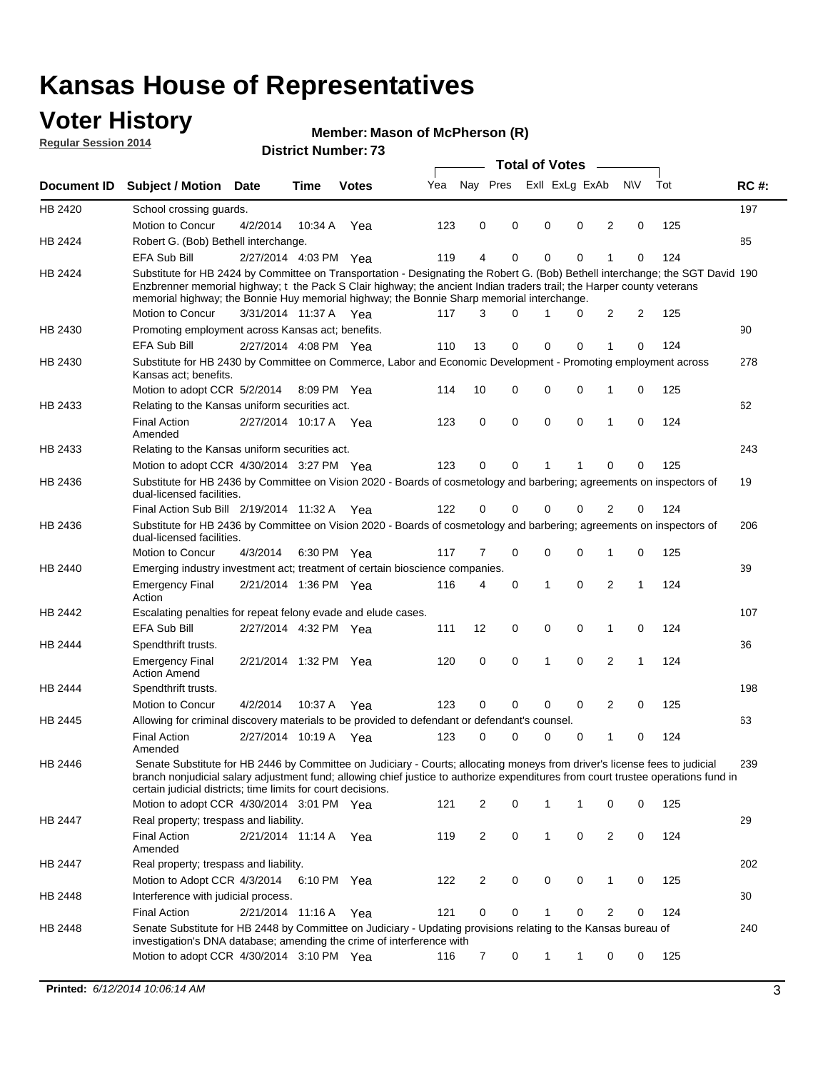# Kansas House of Representatives

## Voter History

**Regular Session 2014**

**Member: Mason of McPherson (R)**

**District Number: 73**

| Document ID | Subject / Motion | Date | Time | Votes | Yea | Nay | Pres | ExII | ExLg | ExAb | N\V | Tot | RC #: |
|---|---|---|---|---|---|---|---|---|---|---|---|---|---|
| HB 2420 | School crossing guards. | | | | | | | | | | | | 197 |
| | Motion to Concur | 4/2/2014 | 10:34 A | Yea | 123 | 0 | 0 | 0 | 0 | 2 | 0 | 125 | |
| HB 2424 | Robert G. (Bob) Bethell interchange. | | | | | | | | | | | | 85 |
| | EFA Sub Bill | 2/27/2014 | 4:03 PM | Yea | 119 | 4 | 0 | 0 | 0 | 1 | 0 | 124 | |
| HB 2424 | Substitute for HB 2424 by Committee on Transportation - Designating the Robert G. (Bob) Bethell interchange; the SGT David Enzbrenner memorial highway; t the Pack S Clair highway; the ancient Indian traders trail; the Harper county veterans memorial highway; the Bonnie Huy memorial highway; the Bonnie Sharp memorial interchange. | | | | | | | | | | | | 190 |
| | Motion to Concur | 3/31/2014 | 11:37 A | Yea | 117 | 3 | 0 | 1 | 0 | 2 | 2 | 125 | |
| HB 2430 | Promoting employment across Kansas act; benefits. | | | | | | | | | | | | 90 |
| | EFA Sub Bill | 2/27/2014 | 4:08 PM | Yea | 110 | 13 | 0 | 0 | 0 | 1 | 0 | 124 | |
| HB 2430 | Substitute for HB 2430 by Committee on Commerce, Labor and Economic Development - Promoting employment across Kansas act; benefits. | | | | | | | | | | | | 278 |
| | Motion to adopt CCR | 5/2/2014 | 8:09 PM | Yea | 114 | 10 | 0 | 0 | 0 | 1 | 0 | 125 | |
| HB 2433 | Relating to the Kansas uniform securities act. | | | | | | | | | | | | 62 |
| | Final Action Amended | 2/27/2014 | 10:17 A | Yea | 123 | 0 | 0 | 0 | 0 | 1 | 0 | 124 | |
| HB 2433 | Relating to the Kansas uniform securities act. | | | | | | | | | | | | 243 |
| | Motion to adopt CCR | 4/30/2014 | 3:27 PM | Yea | 123 | 0 | 0 | 1 | 1 | 0 | 0 | 125 | |
| HB 2436 | Substitute for HB 2436 by Committee on Vision 2020 - Boards of cosmetology and barbering; agreements on inspectors of dual-licensed facilities. | | | | | | | | | | | | 19 |
| | Final Action Sub Bill | 2/19/2014 | 11:32 A | Yea | 122 | 0 | 0 | 0 | 0 | 2 | 0 | 124 | |
| HB 2436 | Substitute for HB 2436 by Committee on Vision 2020 - Boards of cosmetology and barbering; agreements on inspectors of dual-licensed facilities. | | | | | | | | | | | | 206 |
| | Motion to Concur | 4/3/2014 | 6:30 PM | Yea | 117 | 7 | 0 | 0 | 0 | 1 | 0 | 125 | |
| HB 2440 | Emerging industry investment act; treatment of certain bioscience companies. | | | | | | | | | | | | 39 |
| | Emergency Final Action | 2/21/2014 | 1:36 PM | Yea | 116 | 4 | 0 | 1 | 0 | 2 | 1 | 124 | |
| HB 2442 | Escalating penalties for repeat felony evade and elude cases. | | | | | | | | | | | | 107 |
| | EFA Sub Bill | 2/27/2014 | 4:32 PM | Yea | 111 | 12 | 0 | 0 | 0 | 1 | 0 | 124 | |
| HB 2444 | Spendthrift trusts. | | | | | | | | | | | | 36 |
| | Emergency Final Action Amend | 2/21/2014 | 1:32 PM | Yea | 120 | 0 | 0 | 1 | 0 | 2 | 1 | 124 | |
| HB 2444 | Spendthrift trusts. | | | | | | | | | | | | 198 |
| | Motion to Concur | 4/2/2014 | 10:37 A | Yea | 123 | 0 | 0 | 0 | 0 | 2 | 0 | 125 | |
| HB 2445 | Allowing for criminal discovery materials to be provided to defendant or defendant's counsel. | | | | | | | | | | | | 63 |
| | Final Action Amended | 2/27/2014 | 10:19 A | Yea | 123 | 0 | 0 | 0 | 0 | 1 | 0 | 124 | |
| HB 2446 | Senate Substitute for HB 2446 by Committee on Judiciary - Courts; allocating moneys from driver's license fees to judicial branch nonjudicial salary adjustment fund; allowing chief justice to authorize expenditures from court trustee operations fund in certain judicial districts; time limits for court decisions. | | | | | | | | | | | | 239 |
| | Motion to adopt CCR | 4/30/2014 | 3:01 PM | Yea | 121 | 2 | 0 | 1 | 1 | 0 | 0 | 125 | |
| HB 2447 | Real property; trespass and liability. | | | | | | | | | | | | 29 |
| | Final Action Amended | 2/21/2014 | 11:14 A | Yea | 119 | 2 | 0 | 1 | 0 | 2 | 0 | 124 | |
| HB 2447 | Real property; trespass and liability. | | | | | | | | | | | | 202 |
| | Motion to Adopt CCR | 4/3/2014 | 6:10 PM | Yea | 122 | 2 | 0 | 0 | 0 | 1 | 0 | 125 | |
| HB 2448 | Interference with judicial process. | | | | | | | | | | | | 30 |
| | Final Action | 2/21/2014 | 11:16 A | Yea | 121 | 0 | 0 | 1 | 0 | 2 | 0 | 124 | |
| HB 2448 | Senate Substitute for HB 2448 by Committee on Judiciary - Updating provisions relating to the Kansas bureau of investigation's DNA database; amending the crime of interference with | | | | | | | | | | | | 240 |
| | Motion to adopt CCR | 4/30/2014 | 3:10 PM | Yea | 116 | 7 | 0 | 1 | 1 | 0 | 0 | 125 | |

**Printed:** *6/12/2014 10:06:14 AM*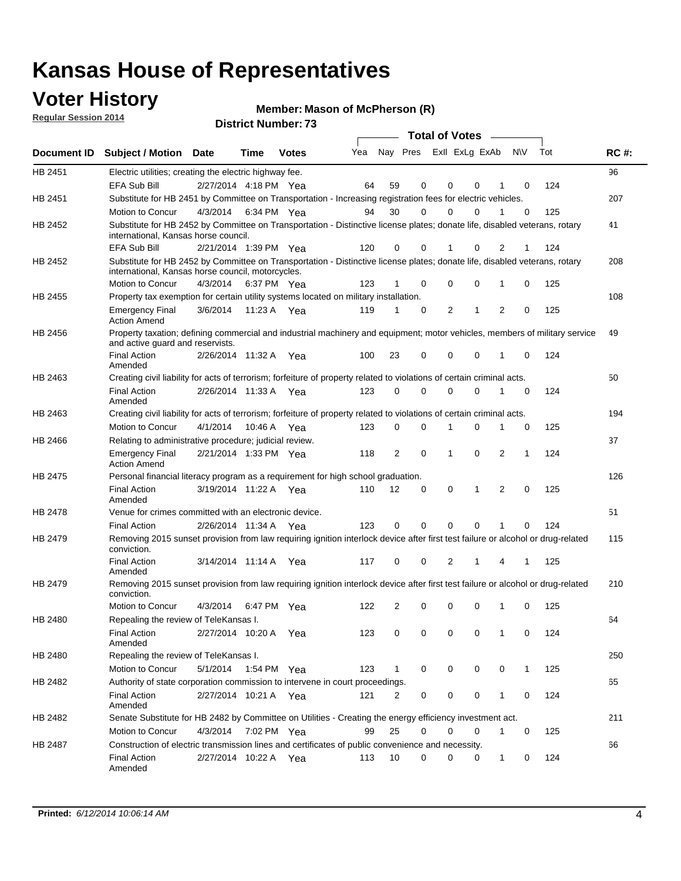# Kansas House of Representatives

## Voter History

**Regular Session 2014**

**Member: Mason of McPherson (R)**

**District Number: 73**

| Document ID | Subject / Motion | Date | Time | Votes | Yea | Nay | Pres | ExII | ExLg | ExAb | N\V | Tot | RC #: |
|---|---|---|---|---|---|---|---|---|---|---|---|---|---|
| HB 2451 | Electric utilities; creating the electric highway fee. | | | | | | | | | | | | 96 |
| | EFA Sub Bill | 2/27/2014 | 4:18 PM | Yea | 64 | 59 | 0 | 0 | 0 | 1 | 0 | 124 | |
| HB 2451 | Substitute for HB 2451 by Committee on Transportation - Increasing registration fees for electric vehicles. | | | | | | | | | | | | 207 |
| | Motion to Concur | 4/3/2014 | 6:34 PM | Yea | 94 | 30 | 0 | 0 | 0 | 1 | 0 | 125 | |
| HB 2452 | Substitute for HB 2452 by Committee on Transportation - Distinctive license plates; donate life, disabled veterans, rotary international, Kansas horse council. | | | | | | | | | | | | 41 |
| | EFA Sub Bill | 2/21/2014 | 1:39 PM | Yea | 120 | 0 | 0 | 1 | 0 | 2 | 1 | 124 | |
| HB 2452 | Substitute for HB 2452 by Committee on Transportation - Distinctive license plates; donate life, disabled veterans, rotary international, Kansas horse council, motorcycles. | | | | | | | | | | | | 208 |
| | Motion to Concur | 4/3/2014 | 6:37 PM | Yea | 123 | 1 | 0 | 0 | 0 | 1 | 0 | 125 | |
| HB 2455 | Property tax exemption for certain utility systems located on military installation. | | | | | | | | | | | | 108 |
| | Emergency Final Action Amend | 3/6/2014 | 11:23 A | Yea | 119 | 1 | 0 | 2 | 1 | 2 | 0 | 125 | |
| HB 2456 | Property taxation; defining commercial and industrial machinery and equipment; motor vehicles, members of military service and active guard and reservists. | | | | | | | | | | | | 49 |
| | Final Action Amended | 2/26/2014 | 11:32 A | Yea | 100 | 23 | 0 | 0 | 0 | 1 | 0 | 124 | |
| HB 2463 | Creating civil liability for acts of terrorism; forfeiture of property related to violations of certain criminal acts. | | | | | | | | | | | | 50 |
| | Final Action Amended | 2/26/2014 | 11:33 A | Yea | 123 | 0 | 0 | 0 | 0 | 1 | 0 | 124 | |
| HB 2463 | Creating civil liability for acts of terrorism; forfeiture of property related to violations of certain criminal acts. | | | | | | | | | | | | 194 |
| | Motion to Concur | 4/1/2014 | 10:46 A | Yea | 123 | 0 | 0 | 1 | 0 | 1 | 0 | 125 | |
| HB 2466 | Relating to administrative procedure; judicial review. | | | | | | | | | | | | 37 |
| | Emergency Final Action Amend | 2/21/2014 | 1:33 PM | Yea | 118 | 2 | 0 | 1 | 0 | 2 | 1 | 124 | |
| HB 2475 | Personal financial literacy program as a requirement for high school graduation. | | | | | | | | | | | | 126 |
| | Final Action Amended | 3/19/2014 | 11:22 A | Yea | 110 | 12 | 0 | 0 | 1 | 2 | 0 | 125 | |
| HB 2478 | Venue for crimes committed with an electronic device. | | | | | | | | | | | | 51 |
| | Final Action | 2/26/2014 | 11:34 A | Yea | 123 | 0 | 0 | 0 | 0 | 1 | 0 | 124 | |
| HB 2479 | Removing 2015 sunset provision from law requiring ignition interlock device after first test failure or alcohol or drug-related conviction. | | | | | | | | | | | | 115 |
| | Final Action Amended | 3/14/2014 | 11:14 A | Yea | 117 | 0 | 0 | 2 | 1 | 4 | 1 | 125 | |
| HB 2479 | Removing 2015 sunset provision from law requiring ignition interlock device after first test failure or alcohol or drug-related conviction. | | | | | | | | | | | | 210 |
| | Motion to Concur | 4/3/2014 | 6:47 PM | Yea | 122 | 2 | 0 | 0 | 0 | 1 | 0 | 125 | |
| HB 2480 | Repealing the review of TeleKansas I. | | | | | | | | | | | | 64 |
| | Final Action Amended | 2/27/2014 | 10:20 A | Yea | 123 | 0 | 0 | 0 | 0 | 1 | 0 | 124 | |
| HB 2480 | Repealing the review of TeleKansas I. | | | | | | | | | | | | 250 |
| | Motion to Concur | 5/1/2014 | 1:54 PM | Yea | 123 | 1 | 0 | 0 | 0 | 0 | 1 | 125 | |
| HB 2482 | Authority of state corporation commission to intervene in court proceedings. | | | | | | | | | | | | 65 |
| | Final Action Amended | 2/27/2014 | 10:21 A | Yea | 121 | 2 | 0 | 0 | 0 | 1 | 0 | 124 | |
| HB 2482 | Senate Substitute for HB 2482 by Committee on Utilities - Creating the energy efficiency investment act. | | | | | | | | | | | | 211 |
| | Motion to Concur | 4/3/2014 | 7:02 PM | Yea | 99 | 25 | 0 | 0 | 0 | 1 | 0 | 125 | |
| HB 2487 | Construction of electric transmission lines and certificates of public convenience and necessity. | | | | | | | | | | | | 66 |
| | Final Action Amended | 2/27/2014 | 10:22 A | Yea | 113 | 10 | 0 | 0 | 0 | 1 | 0 | 124 | |

**Printed:** *6/12/2014 10:06:14 AM*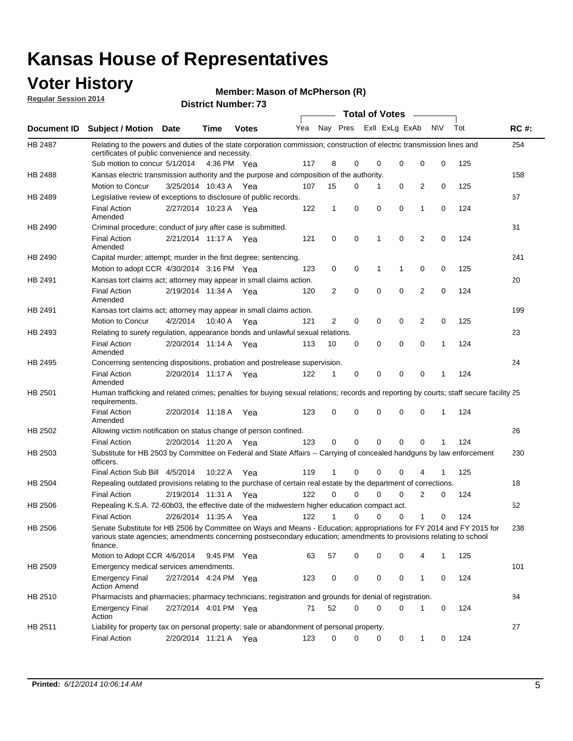# Kansas House of Representatives

## Voter History

**Regular Session 2014**

**Member: Mason of McPherson (R)**

**District Number: 73**

| Document ID | Subject / Motion | Date | Time | Votes | Yea | Nay | Pres | ExII | ExLg | ExAb | N\V | Tot | RC #: |
|---|---|---|---|---|---|---|---|---|---|---|---|---|---|
| HB 2487 | Relating to the powers and duties of the state corporation commission; construction of electric transmission lines and certificates of public convenience and necessity. | | | | | | | | | | | | 254 |
| | Sub motion to concur | 5/1/2014 | 4:36 PM | Yea | 117 | 8 | 0 | 0 | 0 | 0 | 0 | 125 | |
| HB 2488 | Kansas electric transmission authority and the purpose and composition of the authority. | | | | | | | | | | | | 158 |
| | Motion to Concur | 3/25/2014 | 10:43 A | Yea | 107 | 15 | 0 | 1 | 0 | 2 | 0 | 125 | |
| HB 2489 | Legislative review of exceptions to disclosure of public records. | | | | | | | | | | | | 67 |
| | Final Action Amended | 2/27/2014 | 10:23 A | Yea | 122 | 1 | 0 | 0 | 0 | 1 | 0 | 124 | |
| HB 2490 | Criminal procedure; conduct of jury after case is submitted. | | | | | | | | | | | | 31 |
| | Final Action Amended | 2/21/2014 | 11:17 A | Yea | 121 | 0 | 0 | 1 | 0 | 2 | 0 | 124 | |
| HB 2490 | Capital murder; attempt; murder in the first degree; sentencing. | | | | | | | | | | | | 241 |
| | Motion to adopt CCR | 4/30/2014 | 3:16 PM | Yea | 123 | 0 | 0 | 1 | 1 | 0 | 0 | 125 | |
| HB 2491 | Kansas tort claims act; attorney may appear in small claims action. | | | | | | | | | | | | 20 |
| | Final Action Amended | 2/19/2014 | 11:34 A | Yea | 120 | 2 | 0 | 0 | 0 | 2 | 0 | 124 | |
| HB 2491 | Kansas tort claims act; attorney may appear in small claims action. | | | | | | | | | | | | 199 |
| | Motion to Concur | 4/2/2014 | 10:40 A | Yea | 121 | 2 | 0 | 0 | 0 | 2 | 0 | 125 | |
| HB 2493 | Relating to surety regulation, appearance bonds and unlawful sexual relations. | | | | | | | | | | | | 23 |
| | Final Action Amended | 2/20/2014 | 11:14 A | Yea | 113 | 10 | 0 | 0 | 0 | 0 | 1 | 124 | |
| HB 2495 | Concerning sentencing dispositions, probation and postrelease supervision. | | | | | | | | | | | | 24 |
| | Final Action Amended | 2/20/2014 | 11:17 A | Yea | 122 | 1 | 0 | 0 | 0 | 0 | 1 | 124 | |
| HB 2501 | Human trafficking and related crimes; penalties for buying sexual relations; records and reporting by courts; staff secure facility requirements. | | | | | | | | | | | | 25 |
| | Final Action Amended | 2/20/2014 | 11:18 A | Yea | 123 | 0 | 0 | 0 | 0 | 0 | 1 | 124 | |
| HB 2502 | Allowing victim notification on status change of person confined. | | | | | | | | | | | | 26 |
| | Final Action | 2/20/2014 | 11:20 A | Yea | 123 | 0 | 0 | 0 | 0 | 0 | 1 | 124 | |
| HB 2503 | Substitute for HB 2503 by Committee on Federal and State Affairs -- Carrying of concealed handguns by law enforcement officers. | | | | | | | | | | | | 230 |
| | Final Action Sub Bill | 4/5/2014 | 10:22 A | Yea | 119 | 1 | 0 | 0 | 0 | 4 | 1 | 125 | |
| HB 2504 | Repealing outdated provisions relating to the purchase of certain real estate by the department of corrections. | | | | | | | | | | | | 18 |
| | Final Action | 2/19/2014 | 11:31 A | Yea | 122 | 0 | 0 | 0 | 0 | 2 | 0 | 124 | |
| HB 2506 | Repealing K.S.A. 72-60b03, the effective date of the midwestern higher education compact act. | | | | | | | | | | | | 52 |
| | Final Action | 2/26/2014 | 11:35 A | Yea | 122 | 1 | 0 | 0 | 0 | 1 | 0 | 124 | |
| HB 2506 | Senate Substitute for HB 2506 by Committee on Ways and Means - Education; appropriations for FY 2014 and FY 2015 for various state agencies; amendments concerning postsecondary education; amendments to provisions relating to school finance. | | | | | | | | | | | | 238 |
| | Motion to Adopt CCR | 4/6/2014 | 9:45 PM | Yea | 63 | 57 | 0 | 0 | 0 | 4 | 1 | 125 | |
| HB 2509 | Emergency medical services amendments. | | | | | | | | | | | | 101 |
| | Emergency Final Action Amend | 2/27/2014 | 4:24 PM | Yea | 123 | 0 | 0 | 0 | 0 | 1 | 0 | 124 | |
| HB 2510 | Pharmacists and pharmacies; pharmacy technicians; registration and grounds for denial of registration. | | | | | | | | | | | | 84 |
| | Emergency Final Action | 2/27/2014 | 4:01 PM | Yea | 71 | 52 | 0 | 0 | 0 | 1 | 0 | 124 | |
| HB 2511 | Liability for property tax on personal property; sale or abandonment of personal property. | | | | | | | | | | | | 27 |
| | Final Action | 2/20/2014 | 11:21 A | Yea | 123 | 0 | 0 | 0 | 0 | 1 | 0 | 124 | |

**Printed:** *6/12/2014 10:06:14 AM*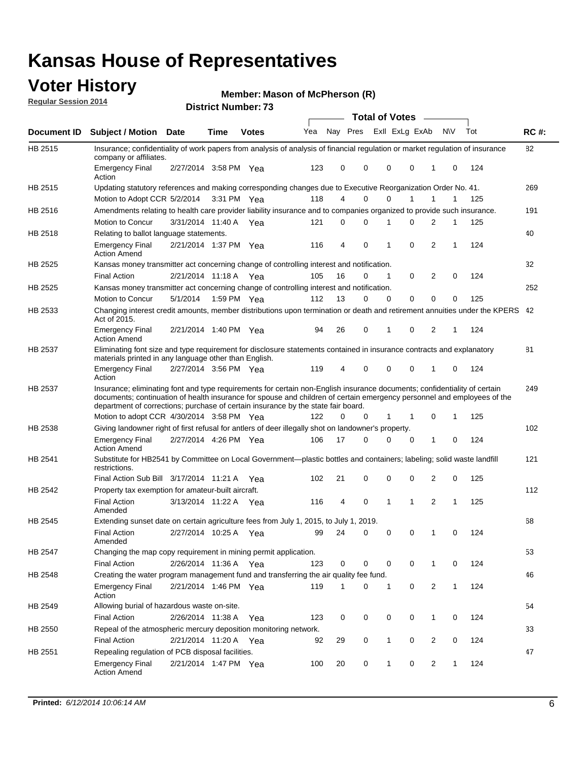# Kansas House of Representatives

## Voter History

**Regular Session 2014**

**Member: Mason of McPherson (R)**

**District Number: 73**

| Document ID | Subject / Motion | Date | Time | Votes | Yea | Nay | Pres | ExII | ExLg | ExAb | N\V | Tot | RC #: |
|---|---|---|---|---|---|---|---|---|---|---|---|---|---|
| HB 2515 | Insurance; confidentiality of work papers from analysis of analysis of financial regulation or market regulation of insurance company or affiliates. | | | | | | | | | | | | 82 |
| | Emergency Final Action | 2/27/2014 | 3:58 PM | Yea | 123 | 0 | 0 | 0 | 0 | 1 | 0 | 124 | |
| HB 2515 | Updating statutory references and making corresponding changes due to Executive Reorganization Order No. 41. | | | | | | | | | | | | 269 |
| | Motion to Adopt CCR | 5/2/2014 | 3:31 PM | Yea | 118 | 4 | 0 | 0 | 1 | 1 | 1 | 125 | |
| HB 2516 | Amendments relating to health care provider liability insurance and to companies organized to provide such insurance. | | | | | | | | | | | | 191 |
| | Motion to Concur | 3/31/2014 | 11:40 A | Yea | 121 | 0 | 0 | 1 | 0 | 2 | 1 | 125 | |
| HB 2518 | Relating to ballot language statements. | | | | | | | | | | | | 40 |
| | Emergency Final Action Amend | 2/21/2014 | 1:37 PM | Yea | 116 | 4 | 0 | 1 | 0 | 2 | 1 | 124 | |
| HB 2525 | Kansas money transmitter act concerning change of controlling interest and notification. | | | | | | | | | | | | 32 |
| | Final Action | 2/21/2014 | 11:18 A | Yea | 105 | 16 | 0 | 1 | 0 | 2 | 0 | 124 | |
| HB 2525 | Kansas money transmitter act concerning change of controlling interest and notification. | | | | | | | | | | | | 252 |
| | Motion to Concur | 5/1/2014 | 1:59 PM | Yea | 112 | 13 | 0 | 0 | 0 | 0 | 0 | 125 | |
| HB 2533 | Changing interest credit amounts, member distributions upon termination or death and retirement annuities under the KPERS Act of 2015. | | | | | | | | | | | | 42 |
| | Emergency Final Action Amend | 2/21/2014 | 1:40 PM | Yea | 94 | 26 | 0 | 1 | 0 | 2 | 1 | 124 | |
| HB 2537 | Eliminating font size and type requirement for disclosure statements contained in insurance contracts and explanatory materials printed in any language other than English. | | | | | | | | | | | | 81 |
| | Emergency Final Action | 2/27/2014 | 3:56 PM | Yea | 119 | 4 | 0 | 0 | 0 | 1 | 0 | 124 | |
| HB 2537 | Insurance; eliminating font and type requirements for certain non-English insurance documents; confidentiality of certain documents; continuation of health insurance for spouse and children of certain emergency personnel and employees of the department of corrections; purchase of certain insurance by the state fair board. | | | | | | | | | | | | 249 |
| | Motion to adopt CCR | 4/30/2014 | 3:58 PM | Yea | 122 | 0 | 0 | 1 | 1 | 0 | 1 | 125 | |
| HB 2538 | Giving landowner right of first refusal for antlers of deer illegally shot on landowner's property. | | | | | | | | | | | | 102 |
| | Emergency Final Action Amend | 2/27/2014 | 4:26 PM | Yea | 106 | 17 | 0 | 0 | 0 | 1 | 0 | 124 | |
| HB 2541 | Substitute for HB2541 by Committee on Local Government—plastic bottles and containers; labeling; solid waste landfill restrictions. | | | | | | | | | | | | 121 |
| | Final Action Sub Bill | 3/17/2014 | 11:21 A | Yea | 102 | 21 | 0 | 0 | 0 | 2 | 0 | 125 | |
| HB 2542 | Property tax exemption for amateur-built aircraft. | | | | | | | | | | | | 112 |
| | Final Action Amended | 3/13/2014 | 11:22 A | Yea | 116 | 4 | 0 | 1 | 1 | 2 | 1 | 125 | |
| HB 2545 | Extending sunset date on certain agriculture fees from July 1, 2015, to July 1, 2019. | | | | | | | | | | | | 68 |
| | Final Action Amended | 2/27/2014 | 10:25 A | Yea | 99 | 24 | 0 | 0 | 0 | 1 | 0 | 124 | |
| HB 2547 | Changing the map copy requirement in mining permit application. | | | | | | | | | | | | 53 |
| | Final Action | 2/26/2014 | 11:36 A | Yea | 123 | 0 | 0 | 0 | 0 | 1 | 0 | 124 | |
| HB 2548 | Creating the water program management fund and transferring the air quality fee fund. | | | | | | | | | | | | 46 |
| | Emergency Final Action | 2/21/2014 | 1:46 PM | Yea | 119 | 1 | 0 | 1 | 0 | 2 | 1 | 124 | |
| HB 2549 | Allowing burial of hazardous waste on-site. | | | | | | | | | | | | 54 |
| | Final Action | 2/26/2014 | 11:38 A | Yea | 123 | 0 | 0 | 0 | 0 | 1 | 0 | 124 | |
| HB 2550 | Repeal of the atmospheric mercury deposition monitoring network. | | | | | | | | | | | | 33 |
| | Final Action | 2/21/2014 | 11:20 A | Yea | 92 | 29 | 0 | 1 | 0 | 2 | 0 | 124 | |
| HB 2551 | Repealing regulation of PCB disposal facilities. | | | | | | | | | | | | 47 |
| | Emergency Final Action Amend | 2/21/2014 | 1:47 PM | Yea | 100 | 20 | 0 | 1 | 0 | 2 | 1 | 124 | |

**Printed:** *6/12/2014 10:06:14 AM*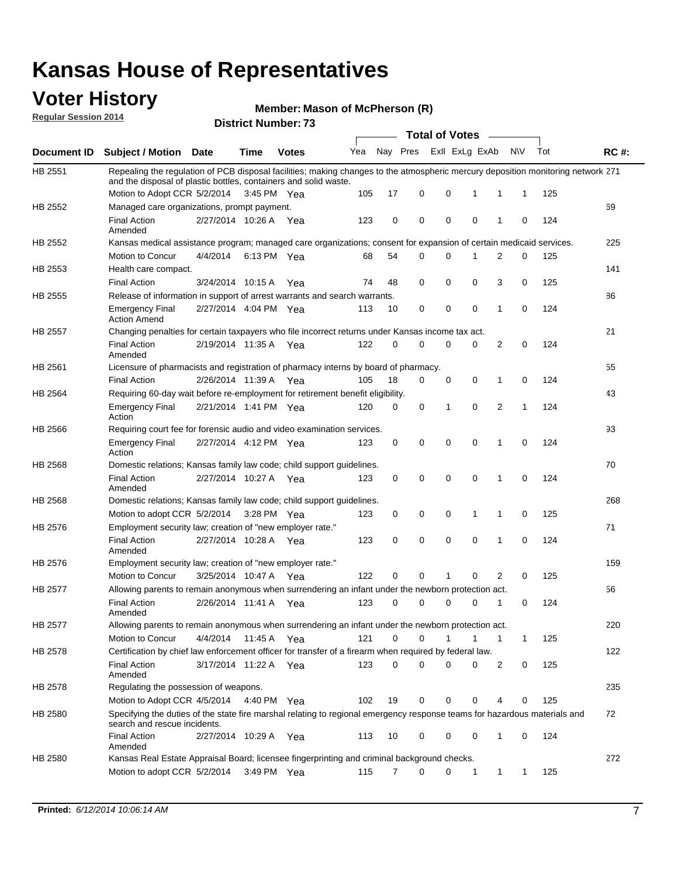# Kansas House of Representatives

## Voter History

**Regular Session 2014**

**Member: Mason of McPherson (R)**

**District Number: 73**

| Document ID | Subject / Motion | Date | Time | Votes | Yea | Nay | Pres | ExlI | ExLg | ExAb | N\V | Tot | RC #: |
|---|---|---|---|---|---|---|---|---|---|---|---|---|---|
| HB 2551 | Repealing the regulation of PCB disposal facilities; making changes to the atmospheric mercury deposition monitoring network and the disposal of plastic bottles, containers and solid waste. | | | | | | | | | | | | 271 |
| | Motion to Adopt CCR | 5/2/2014 | 3:45 PM | Yea | 105 | 17 | 0 | 0 | 1 | 1 | 1 | 125 | |
| HB 2552 | Managed care organizations, prompt payment. | | | | | | | | | | | | 69 |
| | Final Action Amended | 2/27/2014 | 10:26 A | Yea | 123 | 0 | 0 | 0 | 0 | 1 | 0 | 124 | |
| HB 2552 | Kansas medical assistance program; managed care organizations; consent for expansion of certain medicaid services. | | | | | | | | | | | | 225 |
| | Motion to Concur | 4/4/2014 | 6:13 PM | Yea | 68 | 54 | 0 | 0 | 1 | 2 | 0 | 125 | |
| HB 2553 | Health care compact. | | | | | | | | | | | | 141 |
| | Final Action | 3/24/2014 | 10:15 A | Yea | 74 | 48 | 0 | 0 | 0 | 3 | 0 | 125 | |
| HB 2555 | Release of information in support of arrest warrants and search warrants. | | | | | | | | | | | | 86 |
| | Emergency Final Action Amend | 2/27/2014 | 4:04 PM | Yea | 113 | 10 | 0 | 0 | 0 | 1 | 0 | 124 | |
| HB 2557 | Changing penalties for certain taxpayers who file incorrect returns under Kansas income tax act. | | | | | | | | | | | | 21 |
| | Final Action Amended | 2/19/2014 | 11:35 A | Yea | 122 | 0 | 0 | 0 | 0 | 2 | 0 | 124 | |
| HB 2561 | Licensure of pharmacists and registration of pharmacy interns by board of pharmacy. | | | | | | | | | | | | 55 |
| | Final Action | 2/26/2014 | 11:39 A | Yea | 105 | 18 | 0 | 0 | 0 | 1 | 0 | 124 | |
| HB 2564 | Requiring 60-day wait before re-employment for retirement benefit eligibility. | | | | | | | | | | | | 43 |
| | Emergency Final Action | 2/21/2014 | 1:41 PM | Yea | 120 | 0 | 0 | 1 | 0 | 2 | 1 | 124 | |
| HB 2566 | Requiring court fee for forensic audio and video examination services. | | | | | | | | | | | | 93 |
| | Emergency Final Action | 2/27/2014 | 4:12 PM | Yea | 123 | 0 | 0 | 0 | 0 | 1 | 0 | 124 | |
| HB 2568 | Domestic relations; Kansas family law code; child support guidelines. | | | | | | | | | | | | 70 |
| | Final Action Amended | 2/27/2014 | 10:27 A | Yea | 123 | 0 | 0 | 0 | 0 | 1 | 0 | 124 | |
| HB 2568 | Domestic relations; Kansas family law code; child support guidelines. | | | | | | | | | | | | 268 |
| | Motion to adopt CCR | 5/2/2014 | 3:28 PM | Yea | 123 | 0 | 0 | 0 | 1 | 1 | 0 | 125 | |
| HB 2576 | Employment security law; creation of "new employer rate." | | | | | | | | | | | | 71 |
| | Final Action Amended | 2/27/2014 | 10:28 A | Yea | 123 | 0 | 0 | 0 | 0 | 1 | 0 | 124 | |
| HB 2576 | Employment security law; creation of "new employer rate." | | | | | | | | | | | | 159 |
| | Motion to Concur | 3/25/2014 | 10:47 A | Yea | 122 | 0 | 0 | 1 | 0 | 2 | 0 | 125 | |
| HB 2577 | Allowing parents to remain anonymous when surrendering an infant under the newborn protection act. | | | | | | | | | | | | 56 |
| | Final Action Amended | 2/26/2014 | 11:41 A | Yea | 123 | 0 | 0 | 0 | 0 | 1 | 0 | 124 | |
| HB 2577 | Allowing parents to remain anonymous when surrendering an infant under the newborn protection act. | | | | | | | | | | | | 220 |
| | Motion to Concur | 4/4/2014 | 11:45 A | Yea | 121 | 0 | 0 | 1 | 1 | 1 | 1 | 125 | |
| HB 2578 | Certification by chief law enforcement officer for transfer of a firearm when required by federal law. | | | | | | | | | | | | 122 |
| | Final Action Amended | 3/17/2014 | 11:22 A | Yea | 123 | 0 | 0 | 0 | 0 | 2 | 0 | 125 | |
| HB 2578 | Regulating the possession of weapons. | | | | | | | | | | | | 235 |
| | Motion to Adopt CCR | 4/5/2014 | 4:40 PM | Yea | 102 | 19 | 0 | 0 | 0 | 4 | 0 | 125 | |
| HB 2580 | Specifying the duties of the state fire marshal relating to regional emergency response teams for hazardous materials and search and rescue incidents. | | | | | | | | | | | | 72 |
| | Final Action Amended | 2/27/2014 | 10:29 A | Yea | 113 | 10 | 0 | 0 | 0 | 1 | 0 | 124 | |
| HB 2580 | Kansas Real Estate Appraisal Board; licensee fingerprinting and criminal background checks. | | | | | | | | | | | | 272 |
| | Motion to adopt CCR | 5/2/2014 | 3:49 PM | Yea | 115 | 7 | 0 | 0 | 1 | 1 | 1 | 125 | |

**Printed:** *6/12/2014 10:06:14 AM*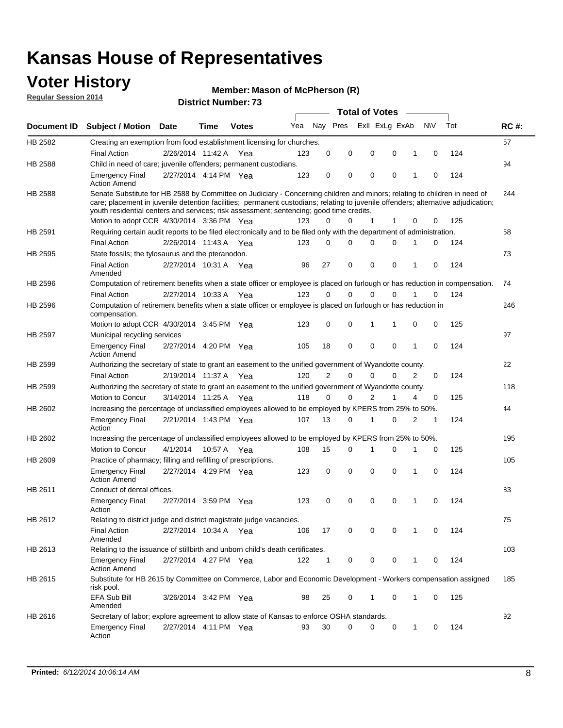# Kansas House of Representatives

## Voter History

**Regular Session 2014**

**Member: Mason of McPherson (R)**

**District Number: 73**

| Document ID | Subject / Motion | Date | Time | Votes | Yea | Nay | Pres | ExlI | ExLg | ExAb | N\V | Tot | RC #: |
|---|---|---|---|---|---|---|---|---|---|---|---|---|---|
| HB 2582 | Creating an exemption from food establishment licensing for churches. | | | | | | | | | | | | 57 |
| | Final Action | 2/26/2014 | 11:42 A | Yea | 123 | 0 | 0 | 0 | 0 | 1 | 0 | 124 | |
| HB 2588 | Child in need of care; juvenile offenders; permanent custodians. | | | | | | | | | | | | 94 |
| | Emergency Final Action Amend | 2/27/2014 | 4:14 PM | Yea | 123 | 0 | 0 | 0 | 0 | 1 | 0 | 124 | |
| HB 2588 | Senate Substitute for HB 2588 by Committee on Judiciary - Concerning children and minors; relating to children in need of care; placement in juvenile detention facilities; permanent custodians; relating to juvenile offenders; alternative adjudication; youth residential centers and services; risk assessment; sentencing; good time credits. | | | | | | | | | | | | 244 |
| | Motion to adopt CCR | 4/30/2014 | 3:36 PM | Yea | 123 | 0 | 0 | 1 | 1 | 0 | 0 | 125 | |
| HB 2591 | Requiring certain audit reports to be filed electronically and to be filed only with the department of administration. | | | | | | | | | | | | 58 |
| | Final Action | 2/26/2014 | 11:43 A | Yea | 123 | 0 | 0 | 0 | 0 | 1 | 0 | 124 | |
| HB 2595 | State fossils; the tylosaurus and the pteranodon. | | | | | | | | | | | | 73 |
| | Final Action Amended | 2/27/2014 | 10:31 A | Yea | 96 | 27 | 0 | 0 | 0 | 1 | 0 | 124 | |
| HB 2596 | Computation of retirement benefits when a state officer or employee is placed on furlough or has reduction in compensation. | | | | | | | | | | | | 74 |
| | Final Action | 2/27/2014 | 10:33 A | Yea | 123 | 0 | 0 | 0 | 0 | 1 | 0 | 124 | |
| HB 2596 | Computation of retirement benefits when a state officer or employee is placed on furlough or has reduction in compensation. | | | | | | | | | | | | 246 |
| | Motion to adopt CCR | 4/30/2014 | 3:45 PM | Yea | 123 | 0 | 0 | 1 | 1 | 0 | 0 | 125 | |
| HB 2597 | Municipal recycling services | | | | | | | | | | | | 97 |
| | Emergency Final Action Amend | 2/27/2014 | 4:20 PM | Yea | 105 | 18 | 0 | 0 | 0 | 1 | 0 | 124 | |
| HB 2599 | Authorizing the secretary of state to grant an easement to the unified government of Wyandotte county. | | | | | | | | | | | | 22 |
| | Final Action | 2/19/2014 | 11:37 A | Yea | 120 | 2 | 0 | 0 | 0 | 2 | 0 | 124 | |
| HB 2599 | Authorizing the secretary of state to grant an easement to the unified government of Wyandotte county. | | | | | | | | | | | | 118 |
| | Motion to Concur | 3/14/2014 | 11:25 A | Yea | 118 | 0 | 0 | 2 | 1 | 4 | 0 | 125 | |
| HB 2602 | Increasing the percentage of unclassified employees allowed to be employed by KPERS from 25% to 50%. | | | | | | | | | | | | 44 |
| | Emergency Final Action | 2/21/2014 | 1:43 PM | Yea | 107 | 13 | 0 | 1 | 0 | 2 | 1 | 124 | |
| HB 2602 | Increasing the percentage of unclassified employees allowed to be employed by KPERS from 25% to 50%. | | | | | | | | | | | | 195 |
| | Motion to Concur | 4/1/2014 | 10:57 A | Yea | 108 | 15 | 0 | 1 | 0 | 1 | 0 | 125 | |
| HB 2609 | Practice of pharmacy; filling and refilling of prescriptions. | | | | | | | | | | | | 105 |
| | Emergency Final Action Amend | 2/27/2014 | 4:29 PM | Yea | 123 | 0 | 0 | 0 | 0 | 1 | 0 | 124 | |
| HB 2611 | Conduct of dental offices. | | | | | | | | | | | | 83 |
| | Emergency Final Action | 2/27/2014 | 3:59 PM | Yea | 123 | 0 | 0 | 0 | 0 | 1 | 0 | 124 | |
| HB 2612 | Relating to district judge and district magistrate judge vacancies. | | | | | | | | | | | | 75 |
| | Final Action Amended | 2/27/2014 | 10:34 A | Yea | 106 | 17 | 0 | 0 | 0 | 1 | 0 | 124 | |
| HB 2613 | Relating to the issuance of stillbirth and unborn child's death certificates. | | | | | | | | | | | | 103 |
| | Emergency Final Action Amend | 2/27/2014 | 4:27 PM | Yea | 122 | 1 | 0 | 0 | 0 | 1 | 0 | 124 | |
| HB 2615 | Substitute for HB 2615 by Committee on Commerce, Labor and Economic Development - Workers compensation assigned risk pool. | | | | | | | | | | | | 185 |
| | EFA Sub Bill Amended | 3/26/2014 | 3:42 PM | Yea | 98 | 25 | 0 | 1 | 0 | 1 | 0 | 125 | |
| HB 2616 | Secretary of labor; explore agreement to allow state of Kansas to enforce OSHA standards. | | | | | | | | | | | | 92 |
| | Emergency Final Action | 2/27/2014 | 4:11 PM | Yea | 93 | 30 | 0 | 0 | 0 | 1 | 0 | 124 | |

**Printed:** *6/12/2014 10:06:14 AM*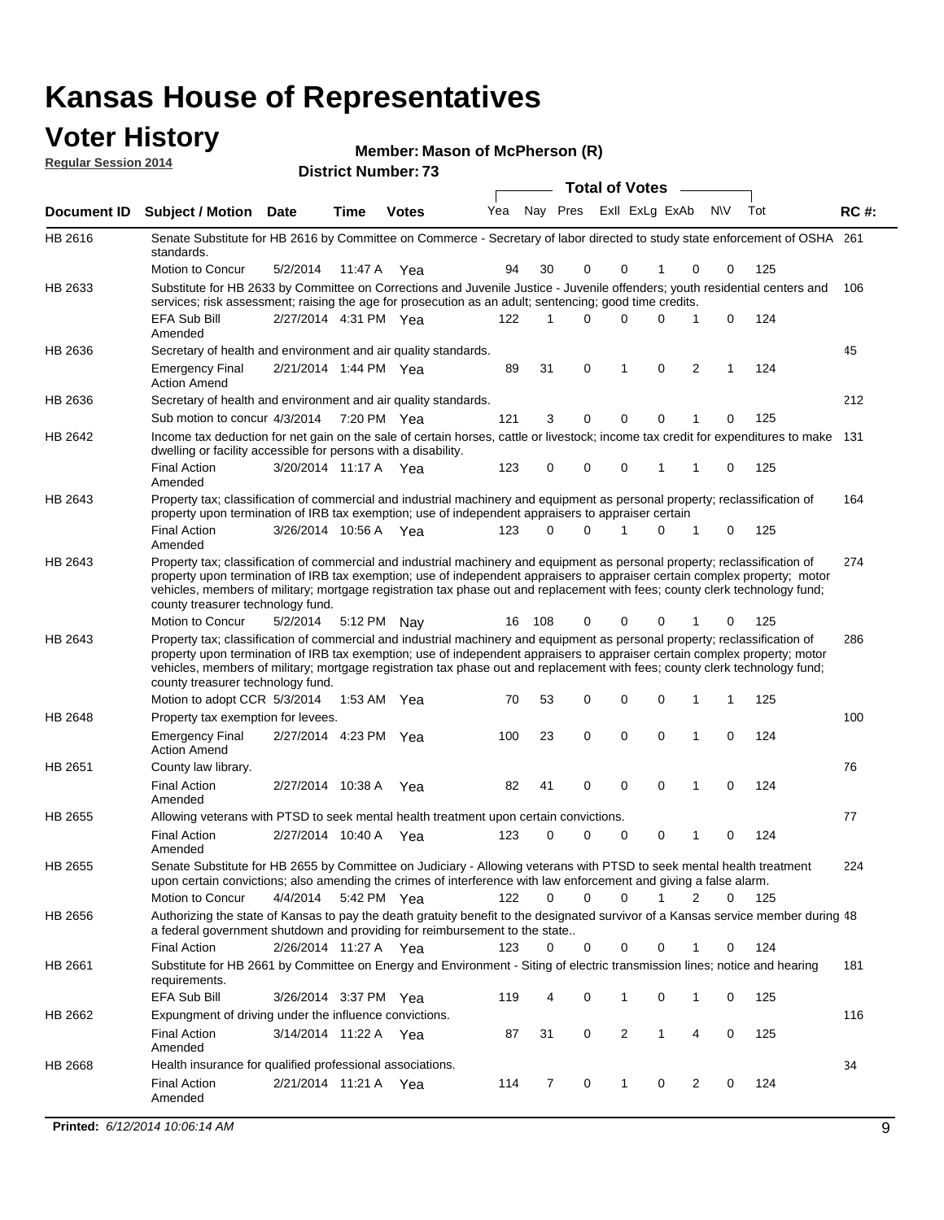# Kansas House of Representatives

## Voter History

**Regular Session 2014**

**Member: Mason of McPherson (R)**

**District Number: 73**

| Document ID | Subject / Motion | Date | Time | Votes | Yea | Nay | Pres | ExII | ExLg | ExAb | N\V | Tot | RC #: |
|---|---|---|---|---|---|---|---|---|---|---|---|---|---|
| HB 2616 | Senate Substitute for HB 2616 by Committee on Commerce - Secretary of labor directed to study state enforcement of OSHA standards. | | | | | | | | | | | | 261 |
| | Motion to Concur | 5/2/2014 | 11:47 A | Yea | 94 | 30 | 0 | 0 | 1 | 0 | 0 | 125 | |
| HB 2633 | Substitute for HB 2633 by Committee on Corrections and Juvenile Justice - Juvenile offenders; youth residential centers and services; risk assessment; raising the age for prosecution as an adult; sentencing; good time credits. | | | | | | | | | | | | 106 |
| | EFA Sub Bill Amended | 2/27/2014 | 4:31 PM | Yea | 122 | 1 | 0 | 0 | 0 | 1 | 0 | 124 | |
| HB 2636 | Secretary of health and environment and air quality standards. | | | | | | | | | | | | 45 |
| | Emergency Final Action Amend | 2/21/2014 | 1:44 PM | Yea | 89 | 31 | 0 | 1 | 0 | 2 | 1 | 124 | |
| HB 2636 | Secretary of health and environment and air quality standards. | | | | | | | | | | | | 212 |
| | Sub motion to concur | 4/3/2014 | 7:20 PM | Yea | 121 | 3 | 0 | 0 | 0 | 1 | 0 | 125 | |
| HB 2642 | Income tax deduction for net gain on the sale of certain horses, cattle or livestock; income tax credit for expenditures to make dwelling or facility accessible for persons with a disability. | | | | | | | | | | | | 131 |
| | Final Action Amended | 3/20/2014 | 11:17 A | Yea | 123 | 0 | 0 | 0 | 1 | 1 | 0 | 125 | |
| HB 2643 | Property tax; classification of commercial and industrial machinery and equipment as personal property; reclassification of property upon termination of IRB tax exemption; use of independent appraisers to appraiser certain | | | | | | | | | | | | 164 |
| | Final Action Amended | 3/26/2014 | 10:56 A | Yea | 123 | 0 | 0 | 1 | 0 | 1 | 0 | 125 | |
| HB 2643 | Property tax; classification of commercial and industrial machinery and equipment as personal property; reclassification of property upon termination of IRB tax exemption; use of independent appraisers to appraiser certain complex property; motor vehicles, members of military; mortgage registration tax phase out and replacement with fees; county clerk technology fund; county treasurer technology fund. | | | | | | | | | | | | 274 |
| | Motion to Concur | 5/2/2014 | 5:12 PM | Nay | 16 | 108 | 0 | 0 | 0 | 1 | 0 | 125 | |
| HB 2643 | Property tax; classification of commercial and industrial machinery and equipment as personal property; reclassification of property upon termination of IRB tax exemption; use of independent appraisers to appraiser certain complex property; motor vehicles, members of military; mortgage registration tax phase out and replacement with fees; county clerk technology fund; county treasurer technology fund. | | | | | | | | | | | | 286 |
| | Motion to adopt CCR | 5/3/2014 | 1:53 AM | Yea | 70 | 53 | 0 | 0 | 0 | 1 | 1 | 125 | |
| HB 2648 | Property tax exemption for levees. | | | | | | | | | | | | 100 |
| | Emergency Final Action Amend | 2/27/2014 | 4:23 PM | Yea | 100 | 23 | 0 | 0 | 0 | 1 | 0 | 124 | |
| HB 2651 | County law library. | | | | | | | | | | | | 76 |
| | Final Action Amended | 2/27/2014 | 10:38 A | Yea | 82 | 41 | 0 | 0 | 0 | 1 | 0 | 124 | |
| HB 2655 | Allowing veterans with PTSD to seek mental health treatment upon certain convictions. | | | | | | | | | | | | 77 |
| | Final Action Amended | 2/27/2014 | 10:40 A | Yea | 123 | 0 | 0 | 0 | 0 | 1 | 0 | 124 | |
| HB 2655 | Senate Substitute for HB 2655 by Committee on Judiciary - Allowing veterans with PTSD to seek mental health treatment upon certain convictions; also amending the crimes of interference with law enforcement and giving a false alarm. | | | | | | | | | | | | 224 |
| | Motion to Concur | 4/4/2014 | 5:42 PM | Yea | 122 | 0 | 0 | 0 | 1 | 2 | 0 | 125 | |
| HB 2656 | Authorizing the state of Kansas to pay the death gratuity benefit to the designated survivor of a Kansas service member during a federal government shutdown and providing for reimbursement to the state.. | | | | | | | | | | | | 48 |
| | Final Action | 2/26/2014 | 11:27 A | Yea | 123 | 0 | 0 | 0 | 0 | 1 | 0 | 124 | |
| HB 2661 | Substitute for HB 2661 by Committee on Energy and Environment - Siting of electric transmission lines; notice and hearing requirements. | | | | | | | | | | | | 181 |
| | EFA Sub Bill | 3/26/2014 | 3:37 PM | Yea | 119 | 4 | 0 | 1 | 0 | 1 | 0 | 125 | |
| HB 2662 | Expungment of driving under the influence convictions. | | | | | | | | | | | | 116 |
| | Final Action Amended | 3/14/2014 | 11:22 A | Yea | 87 | 31 | 0 | 2 | 1 | 4 | 0 | 125 | |
| HB 2668 | Health insurance for qualified professional associations. | | | | | | | | | | | | 34 |
| | Final Action Amended | 2/21/2014 | 11:21 A | Yea | 114 | 7 | 0 | 1 | 0 | 2 | 0 | 124 | |

**Printed:** *6/12/2014 10:06:14 AM*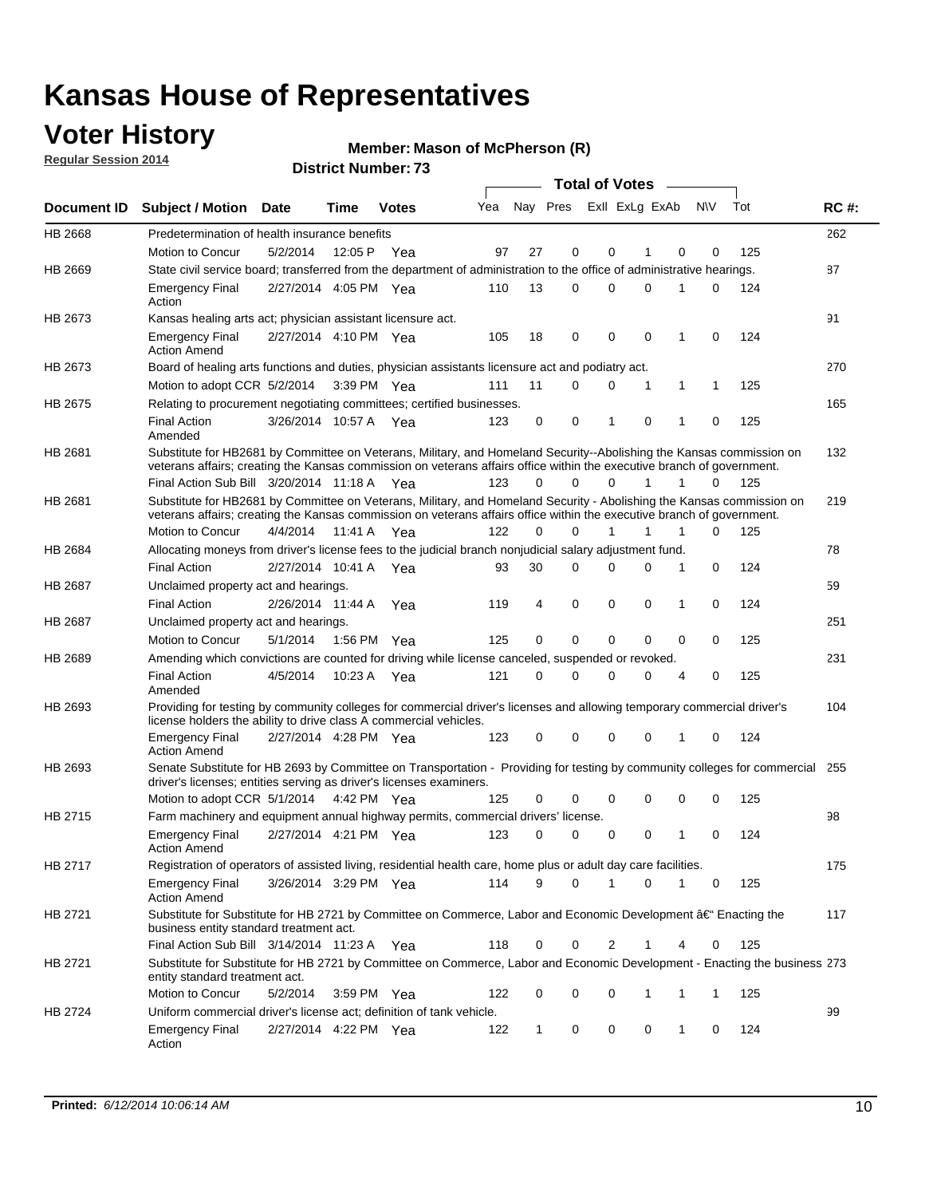# Kansas House of Representatives

## Voter History

**Regular Session 2014**

**Member: Mason of McPherson (R)**

**District Number: 73**

| Document ID | Subject / Motion | Date | Time | Votes | Yea | Nay | Pres | ExII | ExLg | ExAb | N\V | Tot | RC #: |
|---|---|---|---|---|---|---|---|---|---|---|---|---|---|
| HB 2668 | Predetermination of health insurance benefits | | | | | | | | | | | | 262 |
| | Motion to Concur | 5/2/2014 | 12:05 P | Yea | 97 | 27 | 0 | 0 | 1 | 0 | 0 | 125 | |
| HB 2669 | State civil service board; transferred from the department of administration to the office of administrative hearings. | | | | | | | | | | | | 87 |
| | Emergency Final Action | 2/27/2014 | 4:05 PM | Yea | 110 | 13 | 0 | 0 | 0 | 1 | 0 | 124 | |
| HB 2673 | Kansas healing arts act; physician assistant licensure act. | | | | | | | | | | | | 91 |
| | Emergency Final Action Amend | 2/27/2014 | 4:10 PM | Yea | 105 | 18 | 0 | 0 | 0 | 1 | 0 | 124 | |
| HB 2673 | Board of healing arts functions and duties, physician assistants licensure act and podiatry act. | | | | | | | | | | | | 270 |
| | Motion to adopt CCR | 5/2/2014 | 3:39 PM | Yea | 111 | 11 | 0 | 0 | 1 | 1 | 1 | 125 | |
| HB 2675 | Relating to procurement negotiating committees; certified businesses. | | | | | | | | | | | | 165 |
| | Final Action Amended | 3/26/2014 | 10:57 A | Yea | 123 | 0 | 0 | 1 | 0 | 1 | 0 | 125 | |
| HB 2681 | Substitute for HB2681 by Committee on Veterans, Military, and Homeland Security--Abolishing the Kansas commission on veterans affairs; creating the Kansas commission on veterans affairs office within the executive branch of government. | | | | | | | | | | | | 132 |
| | Final Action Sub Bill | 3/20/2014 | 11:18 A | Yea | 123 | 0 | 0 | 0 | 1 | 1 | 0 | 125 | |
| HB 2681 | Substitute for HB2681 by Committee on Veterans, Military, and Homeland Security - Abolishing the Kansas commission on veterans affairs; creating the Kansas commission on veterans affairs office within the executive branch of government. | | | | | | | | | | | | 219 |
| | Motion to Concur | 4/4/2014 | 11:41 A | Yea | 122 | 0 | 0 | 1 | 1 | 1 | 0 | 125 | |
| HB 2684 | Allocating moneys from driver's license fees to the judicial branch nonjudicial salary adjustment fund. | | | | | | | | | | | | 78 |
| | Final Action | 2/27/2014 | 10:41 A | Yea | 93 | 30 | 0 | 0 | 0 | 1 | 0 | 124 | |
| HB 2687 | Unclaimed property act and hearings. | | | | | | | | | | | | 59 |
| | Final Action | 2/26/2014 | 11:44 A | Yea | 119 | 4 | 0 | 0 | 0 | 1 | 0 | 124 | |
| HB 2687 | Unclaimed property act and hearings. | | | | | | | | | | | | 251 |
| | Motion to Concur | 5/1/2014 | 1:56 PM | Yea | 125 | 0 | 0 | 0 | 0 | 0 | 0 | 125 | |
| HB 2689 | Amending which convictions are counted for driving while license canceled, suspended or revoked. | | | | | | | | | | | | 231 |
| | Final Action Amended | 4/5/2014 | 10:23 A | Yea | 121 | 0 | 0 | 0 | 0 | 4 | 0 | 125 | |
| HB 2693 | Providing for testing by community colleges for commercial driver's licenses and allowing temporary commercial driver's license holders the ability to drive class A commercial vehicles. | | | | | | | | | | | | 104 |
| | Emergency Final Action Amend | 2/27/2014 | 4:28 PM | Yea | 123 | 0 | 0 | 0 | 0 | 1 | 0 | 124 | |
| HB 2693 | Senate Substitute for HB 2693 by Committee on Transportation - Providing for testing by community colleges for commercial driver's licenses; entities serving as driver's licenses examiners. | | | | | | | | | | | | 255 |
| | Motion to adopt CCR | 5/1/2014 | 4:42 PM | Yea | 125 | 0 | 0 | 0 | 0 | 0 | 0 | 125 | |
| HB 2715 | Farm machinery and equipment annual highway permits, commercial drivers' license. | | | | | | | | | | | | 98 |
| | Emergency Final Action Amend | 2/27/2014 | 4:21 PM | Yea | 123 | 0 | 0 | 0 | 0 | 1 | 0 | 124 | |
| HB 2717 | Registration of operators of assisted living, residential health care, home plus or adult day care facilities. | | | | | | | | | | | | 175 |
| | Emergency Final Action Amend | 3/26/2014 | 3:29 PM | Yea | 114 | 9 | 0 | 1 | 0 | 1 | 0 | 125 | |
| HB 2721 | Substitute for Substitute for HB 2721 by Committee on Commerce, Labor and Economic Development â€" Enacting the business entity standard treatment act. | | | | | | | | | | | | 117 |
| | Final Action Sub Bill | 3/14/2014 | 11:23 A | Yea | 118 | 0 | 0 | 2 | 1 | 4 | 0 | 125 | |
| HB 2721 | Substitute for Substitute for HB 2721 by Committee on Commerce, Labor and Economic Development - Enacting the business entity standard treatment act. | | | | | | | | | | | | 273 |
| | Motion to Concur | 5/2/2014 | 3:59 PM | Yea | 122 | 0 | 0 | 0 | 1 | 1 | 1 | 125 | |
| HB 2724 | Uniform commercial driver's license act; definition of tank vehicle. | | | | | | | | | | | | 99 |
| | Emergency Final Action | 2/27/2014 | 4:22 PM | Yea | 122 | 1 | 0 | 0 | 0 | 1 | 0 | 124 | |

**Printed:** *6/12/2014 10:06:14 AM*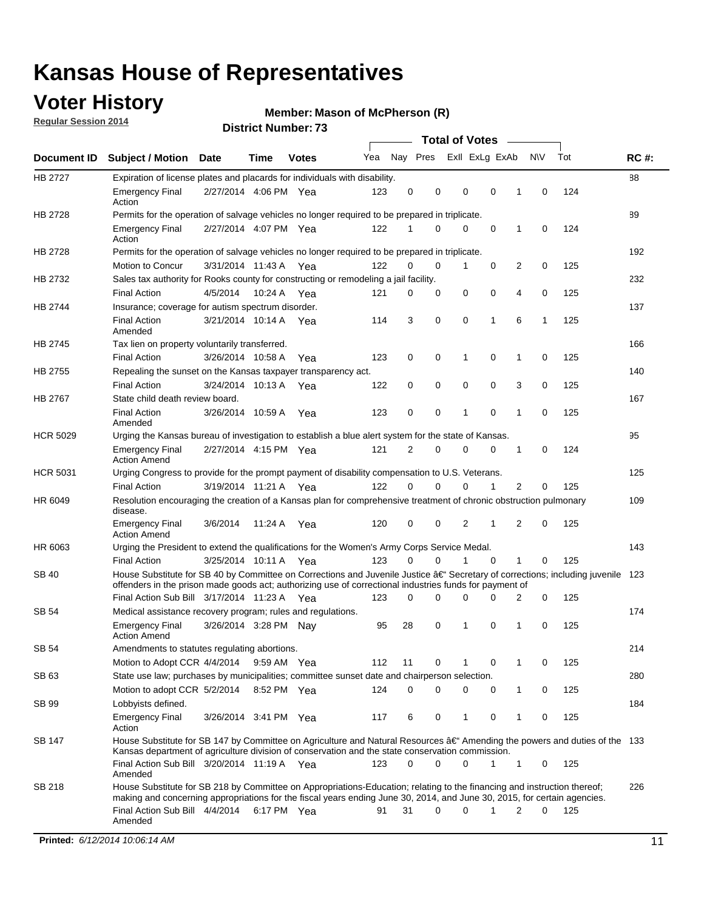# Kansas House of Representatives

## Voter History

**Regular Session 2014**

**Member: Mason of McPherson (R)**

**District Number: 73**

| Document ID | Subject / Motion | Date | Time | Votes | Yea | Nay | Pres | ExII | ExLg | ExAb | N\V | Tot | RC #: |
|---|---|---|---|---|---|---|---|---|---|---|---|---|---|
| HB 2727 | Expiration of license plates and placards for individuals with disability. | | | | | | | | | | | | 88 |
| | Emergency Final Action | 2/27/2014 | 4:06 PM | Yea | 123 | 0 | 0 | 0 | 0 | 1 | 0 | 124 | |
| HB 2728 | Permits for the operation of salvage vehicles no longer required to be prepared in triplicate. | | | | | | | | | | | | 89 |
| | Emergency Final Action | 2/27/2014 | 4:07 PM | Yea | 122 | 1 | 0 | 0 | 0 | 1 | 0 | 124 | |
| HB 2728 | Permits for the operation of salvage vehicles no longer required to be prepared in triplicate. | | | | | | | | | | | | 192 |
| | Motion to Concur | 3/31/2014 | 11:43 A | Yea | 122 | 0 | 0 | 1 | 0 | 2 | 0 | 125 | |
| HB 2732 | Sales tax authority for Rooks county for constructing or remodeling a jail facility. | | | | | | | | | | | | 232 |
| | Final Action | 4/5/2014 | 10:24 A | Yea | 121 | 0 | 0 | 0 | 0 | 4 | 0 | 125 | |
| HB 2744 | Insurance; coverage for autism spectrum disorder. | | | | | | | | | | | | 137 |
| | Final Action Amended | 3/21/2014 | 10:14 A | Yea | 114 | 3 | 0 | 0 | 1 | 6 | 1 | 125 | |
| HB 2745 | Tax lien on property voluntarily transferred. | | | | | | | | | | | | 166 |
| | Final Action | 3/26/2014 | 10:58 A | Yea | 123 | 0 | 0 | 1 | 0 | 1 | 0 | 125 | |
| HB 2755 | Repealing the sunset on the Kansas taxpayer transparency act. | | | | | | | | | | | | 140 |
| | Final Action | 3/24/2014 | 10:13 A | Yea | 122 | 0 | 0 | 0 | 0 | 3 | 0 | 125 | |
| HB 2767 | State child death review board. | | | | | | | | | | | | 167 |
| | Final Action Amended | 3/26/2014 | 10:59 A | Yea | 123 | 0 | 0 | 1 | 0 | 1 | 0 | 125 | |
| HCR 5029 | Urging the Kansas bureau of investigation to establish a blue alert system for the state of Kansas. | | | | | | | | | | | | 95 |
| | Emergency Final Action Amend | 2/27/2014 | 4:15 PM | Yea | 121 | 2 | 0 | 0 | 0 | 1 | 0 | 124 | |
| HCR 5031 | Urging Congress to provide for the prompt payment of disability compensation to U.S. Veterans. | | | | | | | | | | | | 125 |
| | Final Action | 3/19/2014 | 11:21 A | Yea | 122 | 0 | 0 | 0 | 1 | 2 | 0 | 125 | |
| HR 6049 | Resolution encouraging the creation of a Kansas plan for comprehensive treatment of chronic obstruction pulmonary disease. | | | | | | | | | | | | 109 |
| | Emergency Final Action Amend | 3/6/2014 | 11:24 A | Yea | 120 | 0 | 0 | 2 | 1 | 2 | 0 | 125 | |
| HR 6063 | Urging the President to extend the qualifications for the Women's Army Corps Service Medal. | | | | | | | | | | | | 143 |
| | Final Action | 3/25/2014 | 10:11 A | Yea | 123 | 0 | 0 | 1 | 0 | 1 | 0 | 125 | |
| SB 40 | House Substitute for SB 40 by Committee on Corrections and Juvenile Justice â€" Secretary of corrections; including juvenile offenders in the prison made goods act; authorizing use of correctional industries funds for payment of | | | | | | | | | | | | 123 |
| | Final Action Sub Bill | 3/17/2014 | 11:23 A | Yea | 123 | 0 | 0 | 0 | 0 | 2 | 0 | 125 | |
| SB 54 | Medical assistance recovery program; rules and regulations. | | | | | | | | | | | | 174 |
| | Emergency Final Action Amend | 3/26/2014 | 3:28 PM | Nay | 95 | 28 | 0 | 1 | 0 | 1 | 0 | 125 | |
| SB 54 | Amendments to statutes regulating abortions. | | | | | | | | | | | | 214 |
| | Motion to Adopt CCR | 4/4/2014 | 9:59 AM | Yea | 112 | 11 | 0 | 1 | 0 | 1 | 0 | 125 | |
| SB 63 | State use law; purchases by municipalities; committee sunset date and chairperson selection. | | | | | | | | | | | | 280 |
| | Motion to adopt CCR | 5/2/2014 | 8:52 PM | Yea | 124 | 0 | 0 | 0 | 0 | 1 | 0 | 125 | |
| SB 99 | Lobbyists defined. | | | | | | | | | | | | 184 |
| | Emergency Final Action | 3/26/2014 | 3:41 PM | Yea | 117 | 6 | 0 | 1 | 0 | 1 | 0 | 125 | |
| SB 147 | House Substitute for SB 147 by Committee on Agriculture and Natural Resources â€" Amending the powers and duties of the Kansas department of agriculture division of conservation and the state conservation commission. | | | | | | | | | | | | 133 |
| | Final Action Sub Bill Amended | 3/20/2014 | 11:19 A | Yea | 123 | 0 | 0 | 0 | 1 | 1 | 0 | 125 | |
| SB 218 | House Substitute for SB 218 by Committee on Appropriations-Education; relating to the financing and instruction thereof; making and concerning appropriations for the fiscal years ending June 30, 2014, and June 30, 2015, for certain agencies. | | | | | | | | | | | | 226 |
| | Final Action Sub Bill Amended | 4/4/2014 | 6:17 PM | Yea | 91 | 31 | 0 | 0 | 1 | 2 | 0 | 125 | |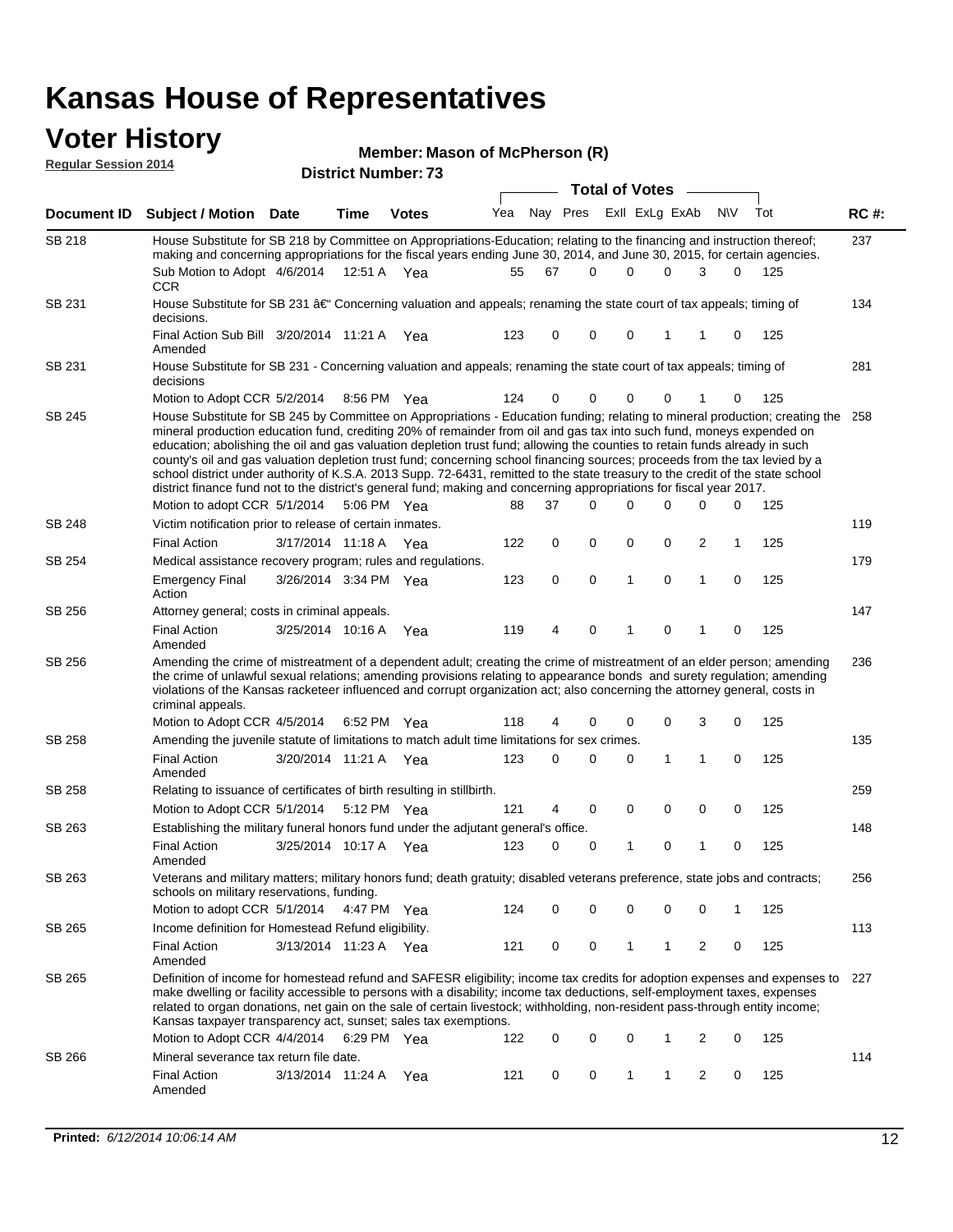# Kansas House of Representatives

## Voter History

**Regular Session 2014**

**Member: Mason of McPherson (R)**

**District Number: 73**

| Document ID | Subject / Motion | Date | Time | Votes | Yea | Nay | Pres | ExII | ExLg | ExAb | N\V | Tot | RC #: |
|---|---|---|---|---|---|---|---|---|---|---|---|---|---|
| SB 218 | House Substitute for SB 218 by Committee on Appropriations-Education; relating to the financing and instruction thereof; making and concerning appropriations for the fiscal years ending June 30, 2014, and June 30, 2015, for certain agencies. | | | | | | | | | | | | 237 |
| | Sub Motion to Adopt CCR | 4/6/2014 | 12:51 A | Yea | 55 | 67 | 0 | 0 | 0 | 3 | 0 | 125 | |
| SB 231 | House Substitute for SB 231 â€" Concerning valuation and appeals; renaming the state court of tax appeals; timing of decisions. | | | | | | | | | | | | 134 |
| | Final Action Sub Bill Amended | 3/20/2014 | 11:21 A | Yea | 123 | 0 | 0 | 0 | 1 | 1 | 0 | 125 | |
| SB 231 | House Substitute for SB 231 - Concerning valuation and appeals; renaming the state court of tax appeals; timing of decisions | | | | | | | | | | | | 281 |
| | Motion to Adopt CCR | 5/2/2014 | 8:56 PM | Yea | 124 | 0 | 0 | 0 | 0 | 1 | 0 | 125 | |
| SB 245 | House Substitute for SB 245 by Committee on Appropriations - Education funding; relating to mineral production; creating the mineral production education fund, crediting 20% of remainder from oil and gas tax into such fund, moneys expended on education; abolishing the oil and gas valuation depletion trust fund; allowing the counties to retain funds already in such county's oil and gas valuation depletion trust fund; concerning school financing sources; proceeds from the tax levied by a school district under authority of K.S.A. 2013 Supp. 72-6431, remitted to the state treasury to the credit of the state school district finance fund not to the district's general fund; making and concerning appropriations for fiscal year 2017. | | | | | | | | | | | | 258 |
| | Motion to adopt CCR | 5/1/2014 | 5:06 PM | Yea | 88 | 37 | 0 | 0 | 0 | 0 | 0 | 125 | |
| SB 248 | Victim notification prior to release of certain inmates. | | | | | | | | | | | | 119 |
| | Final Action | 3/17/2014 | 11:18 A | Yea | 122 | 0 | 0 | 0 | 0 | 2 | 1 | 125 | |
| SB 254 | Medical assistance recovery program; rules and regulations. | | | | | | | | | | | | 179 |
| | Emergency Final Action | 3/26/2014 | 3:34 PM | Yea | 123 | 0 | 0 | 1 | 0 | 1 | 0 | 125 | |
| SB 256 | Attorney general; costs in criminal appeals. | | | | | | | | | | | | 147 |
| | Final Action Amended | 3/25/2014 | 10:16 A | Yea | 119 | 4 | 0 | 1 | 0 | 1 | 0 | 125 | |
| SB 256 | Amending the crime of mistreatment of a dependent adult; creating the crime of mistreatment of an elder person; amending the crime of unlawful sexual relations; amending provisions relating to appearance bonds and surety regulation; amending violations of the Kansas racketeer influenced and corrupt organization act; also concerning the attorney general, costs in criminal appeals. | | | | | | | | | | | | 236 |
| | Motion to Adopt CCR | 4/5/2014 | 6:52 PM | Yea | 118 | 4 | 0 | 0 | 0 | 3 | 0 | 125 | |
| SB 258 | Amending the juvenile statute of limitations to match adult time limitations for sex crimes. | | | | | | | | | | | | 135 |
| | Final Action Amended | 3/20/2014 | 11:21 A | Yea | 123 | 0 | 0 | 0 | 1 | 1 | 0 | 125 | |
| SB 258 | Relating to issuance of certificates of birth resulting in stillbirth. | | | | | | | | | | | | 259 |
| | Motion to Adopt CCR | 5/1/2014 | 5:12 PM | Yea | 121 | 4 | 0 | 0 | 0 | 0 | 0 | 125 | |
| SB 263 | Establishing the military funeral honors fund under the adjutant general's office. | | | | | | | | | | | | 148 |
| | Final Action Amended | 3/25/2014 | 10:17 A | Yea | 123 | 0 | 0 | 1 | 0 | 1 | 0 | 125 | |
| SB 263 | Veterans and military matters; military honors fund; death gratuity; disabled veterans preference, state jobs and contracts; schools on military reservations, funding. | | | | | | | | | | | | 256 |
| | Motion to adopt CCR | 5/1/2014 | 4:47 PM | Yea | 124 | 0 | 0 | 0 | 0 | 0 | 1 | 125 | |
| SB 265 | Income definition for Homestead Refund eligibility. | | | | | | | | | | | | 113 |
| | Final Action Amended | 3/13/2014 | 11:23 A | Yea | 121 | 0 | 0 | 1 | 1 | 2 | 0 | 125 | |
| SB 265 | Definition of income for homestead refund and SAFESR eligibility; income tax credits for adoption expenses and expenses to make dwelling or facility accessible to persons with a disability; income tax deductions, self-employment taxes, expenses related to organ donations, net gain on the sale of certain livestock; withholding, non-resident pass-through entity income; Kansas taxpayer transparency act, sunset; sales tax exemptions. | | | | | | | | | | | | 227 |
| | Motion to Adopt CCR | 4/4/2014 | 6:29 PM | Yea | 122 | 0 | 0 | 0 | 1 | 2 | 0 | 125 | |
| SB 266 | Mineral severance tax return file date. | | | | | | | | | | | | 114 |
| | Final Action Amended | 3/13/2014 | 11:24 A | Yea | 121 | 0 | 0 | 1 | 1 | 2 | 0 | 125 | |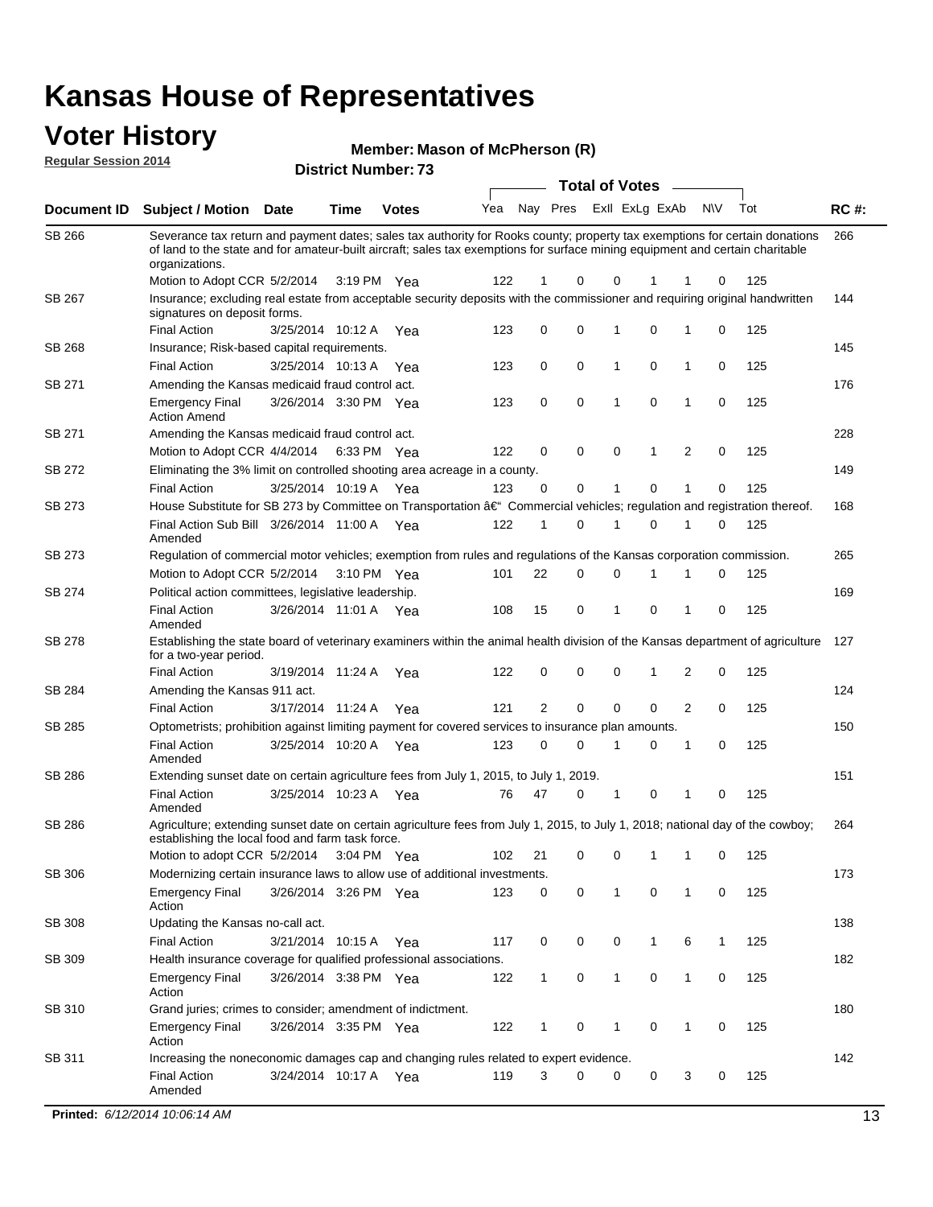# Kansas House of Representatives

## Voter History

**Regular Session 2014**

**Member: Mason of McPherson (R)**

**District Number: 73**

| Document ID | Subject / Motion | Date | Time | Votes | Yea | Nay | Pres | ExlI | ExLg | ExAb | N\V | Tot | RC #: |
|---|---|---|---|---|---|---|---|---|---|---|---|---|---|
| SB 266 | Severance tax return and payment dates; sales tax authority for Rooks county; property tax exemptions for certain donations of land to the state and for amateur-built aircraft; sales tax exemptions for surface mining equipment and certain charitable organizations. | | | | | | | | | | | | 266 |
| | Motion to Adopt CCR | 5/2/2014 | 3:19 PM | Yea | 122 | 1 | 0 | 0 | 1 | 1 | 0 | 125 | |
| SB 267 | Insurance; excluding real estate from acceptable security deposits with the commissioner and requiring original handwritten signatures on deposit forms. | | | | | | | | | | | | 144 |
| | Final Action | 3/25/2014 | 10:12 A | Yea | 123 | 0 | 0 | 1 | 0 | 1 | 0 | 125 | |
| SB 268 | Insurance; Risk-based capital requirements. | | | | | | | | | | | | 145 |
| | Final Action | 3/25/2014 | 10:13 A | Yea | 123 | 0 | 0 | 1 | 0 | 1 | 0 | 125 | |
| SB 271 | Amending the Kansas medicaid fraud control act. | | | | | | | | | | | | 176 |
| | Emergency Final Action Amend | 3/26/2014 | 3:30 PM | Yea | 123 | 0 | 0 | 1 | 0 | 1 | 0 | 125 | |
| SB 271 | Amending the Kansas medicaid fraud control act. | | | | | | | | | | | | 228 |
| | Motion to Adopt CCR | 4/4/2014 | 6:33 PM | Yea | 122 | 0 | 0 | 0 | 1 | 2 | 0 | 125 | |
| SB 272 | Eliminating the 3% limit on controlled shooting area acreage in a county. | | | | | | | | | | | | 149 |
| | Final Action | 3/25/2014 | 10:19 A | Yea | 123 | 0 | 0 | 1 | 0 | 1 | 0 | 125 | |
| SB 273 | House Substitute for SB 273 by Committee on Transportation â€" Commercial vehicles; regulation and registration thereof. | | | | | | | | | | | | 168 |
| | Final Action Sub Bill Amended | 3/26/2014 | 11:00 A | Yea | 122 | 1 | 0 | 1 | 0 | 1 | 0 | 125 | |
| SB 273 | Regulation of commercial motor vehicles; exemption from rules and regulations of the Kansas corporation commission. | | | | | | | | | | | | 265 |
| | Motion to Adopt CCR | 5/2/2014 | 3:10 PM | Yea | 101 | 22 | 0 | 0 | 1 | 1 | 0 | 125 | |
| SB 274 | Political action committees, legislative leadership. | | | | | | | | | | | | 169 |
| | Final Action Amended | 3/26/2014 | 11:01 A | Yea | 108 | 15 | 0 | 1 | 0 | 1 | 0 | 125 | |
| SB 278 | Establishing the state board of veterinary examiners within the animal health division of the Kansas department of agriculture for a two-year period. | | | | | | | | | | | | 127 |
| | Final Action | 3/19/2014 | 11:24 A | Yea | 122 | 0 | 0 | 0 | 1 | 2 | 0 | 125 | |
| SB 284 | Amending the Kansas 911 act. | | | | | | | | | | | | 124 |
| | Final Action | 3/17/2014 | 11:24 A | Yea | 121 | 2 | 0 | 0 | 0 | 2 | 0 | 125 | |
| SB 285 | Optometrists; prohibition against limiting payment for covered services to insurance plan amounts. | | | | | | | | | | | | 150 |
| | Final Action Amended | 3/25/2014 | 10:20 A | Yea | 123 | 0 | 0 | 1 | 0 | 1 | 0 | 125 | |
| SB 286 | Extending sunset date on certain agriculture fees from July 1, 2015, to July 1, 2019. | | | | | | | | | | | | 151 |
| | Final Action Amended | 3/25/2014 | 10:23 A | Yea | 76 | 47 | 0 | 1 | 0 | 1 | 0 | 125 | |
| SB 286 | Agriculture; extending sunset date on certain agriculture fees from July 1, 2015, to July 1, 2018; national day of the cowboy; establishing the local food and farm task force. | | | | | | | | | | | | 264 |
| | Motion to adopt CCR | 5/2/2014 | 3:04 PM | Yea | 102 | 21 | 0 | 0 | 1 | 1 | 0 | 125 | |
| SB 306 | Modernizing certain insurance laws to allow use of additional investments. | | | | | | | | | | | | 173 |
| | Emergency Final Action | 3/26/2014 | 3:26 PM | Yea | 123 | 0 | 0 | 1 | 0 | 1 | 0 | 125 | |
| SB 308 | Updating the Kansas no-call act. | | | | | | | | | | | | 138 |
| | Final Action | 3/21/2014 | 10:15 A | Yea | 117 | 0 | 0 | 0 | 1 | 6 | 1 | 125 | |
| SB 309 | Health insurance coverage for qualified professional associations. | | | | | | | | | | | | 182 |
| | Emergency Final Action | 3/26/2014 | 3:38 PM | Yea | 122 | 1 | 0 | 1 | 0 | 1 | 0 | 125 | |
| SB 310 | Grand juries; crimes to consider; amendment of indictment. | | | | | | | | | | | | 180 |
| | Emergency Final Action | 3/26/2014 | 3:35 PM | Yea | 122 | 1 | 0 | 1 | 0 | 1 | 0 | 125 | |
| SB 311 | Increasing the noneconomic damages cap and changing rules related to expert evidence. | | | | | | | | | | | | 142 |
| | Final Action Amended | 3/24/2014 | 10:17 A | Yea | 119 | 3 | 0 | 0 | 0 | 3 | 0 | 125 | |

**Printed:** *6/12/2014 10:06:14 AM*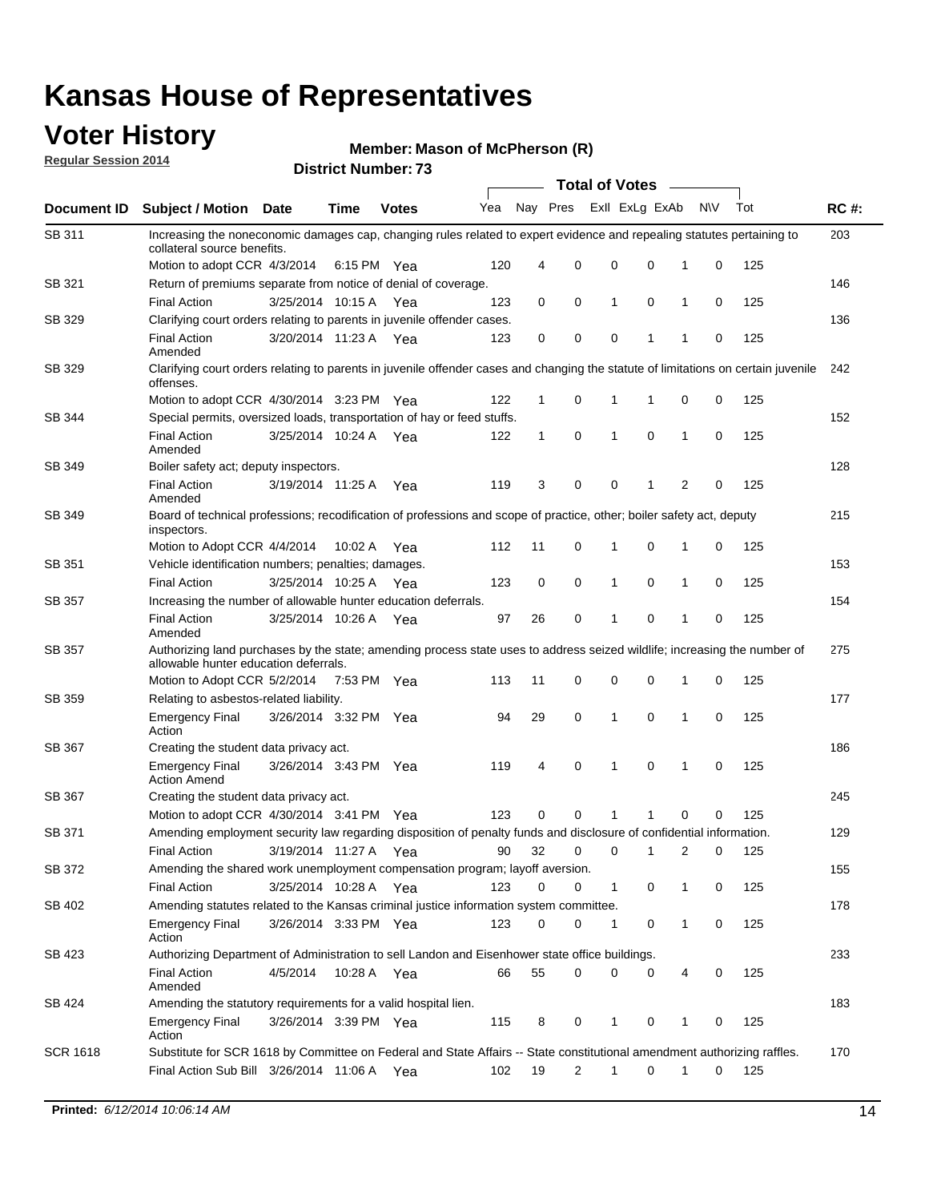# Kansas House of Representatives

## Voter History

**Regular Session 2014**

**Member: Mason of McPherson (R)**

**District Number: 73**

| Document ID | Subject / Motion | Date | Time | Votes | Yea | Nay | Pres | ExII | ExLg | ExAb | N\V | Tot | RC #: |
|---|---|---|---|---|---|---|---|---|---|---|---|---|---|
| SB 311 | Increasing the noneconomic damages cap, changing rules related to expert evidence and repealing statutes pertaining to collateral source benefits. | | | | | | | | | | | | 203 |
| | Motion to adopt CCR | 4/3/2014 | 6:15 PM | Yea | 120 | 4 | 0 | 0 | 0 | 1 | 0 | 125 | |
| SB 321 | Return of premiums separate from notice of denial of coverage. | | | | | | | | | | | | 146 |
| | Final Action | 3/25/2014 | 10:15 A | Yea | 123 | 0 | 0 | 1 | 0 | 1 | 0 | 125 | |
| SB 329 | Clarifying court orders relating to parents in juvenile offender cases. | | | | | | | | | | | | 136 |
| | Final Action Amended | 3/20/2014 | 11:23 A | Yea | 123 | 0 | 0 | 0 | 1 | 1 | 0 | 125 | |
| SB 329 | Clarifying court orders relating to parents in juvenile offender cases and changing the statute of limitations on certain juvenile offenses. | | | | | | | | | | | | 242 |
| | Motion to adopt CCR | 4/30/2014 | 3:23 PM | Yea | 122 | 1 | 0 | 1 | 1 | 0 | 0 | 125 | |
| SB 344 | Special permits, oversized loads, transportation of hay or feed stuffs. | | | | | | | | | | | | 152 |
| | Final Action Amended | 3/25/2014 | 10:24 A | Yea | 122 | 1 | 0 | 1 | 0 | 1 | 0 | 125 | |
| SB 349 | Boiler safety act; deputy inspectors. | | | | | | | | | | | | 128 |
| | Final Action Amended | 3/19/2014 | 11:25 A | Yea | 119 | 3 | 0 | 0 | 1 | 2 | 0 | 125 | |
| SB 349 | Board of technical professions; recodification of professions and scope of practice, other; boiler safety act, deputy inspectors. | | | | | | | | | | | | 215 |
| | Motion to Adopt CCR | 4/4/2014 | 10:02 A | Yea | 112 | 11 | 0 | 1 | 0 | 1 | 0 | 125 | |
| SB 351 | Vehicle identification numbers; penalties; damages. | | | | | | | | | | | | 153 |
| | Final Action | 3/25/2014 | 10:25 A | Yea | 123 | 0 | 0 | 1 | 0 | 1 | 0 | 125 | |
| SB 357 | Increasing the number of allowable hunter education deferrals. | | | | | | | | | | | | 154 |
| | Final Action Amended | 3/25/2014 | 10:26 A | Yea | 97 | 26 | 0 | 1 | 0 | 1 | 0 | 125 | |
| SB 357 | Authorizing land purchases by the state; amending process state uses to address seized wildlife; increasing the number of allowable hunter education deferrals. | | | | | | | | | | | | 275 |
| | Motion to Adopt CCR | 5/2/2014 | 7:53 PM | Yea | 113 | 11 | 0 | 0 | 0 | 1 | 0 | 125 | |
| SB 359 | Relating to asbestos-related liability. | | | | | | | | | | | | 177 |
| | Emergency Final Action | 3/26/2014 | 3:32 PM | Yea | 94 | 29 | 0 | 1 | 0 | 1 | 0 | 125 | |
| SB 367 | Creating the student data privacy act. | | | | | | | | | | | | 186 |
| | Emergency Final Action Amend | 3/26/2014 | 3:43 PM | Yea | 119 | 4 | 0 | 1 | 0 | 1 | 0 | 125 | |
| SB 367 | Creating the student data privacy act. | | | | | | | | | | | | 245 |
| | Motion to adopt CCR | 4/30/2014 | 3:41 PM | Yea | 123 | 0 | 0 | 1 | 1 | 0 | 0 | 125 | |
| SB 371 | Amending employment security law regarding disposition of penalty funds and disclosure of confidential information. | | | | | | | | | | | | 129 |
| | Final Action | 3/19/2014 | 11:27 A | Yea | 90 | 32 | 0 | 0 | 1 | 2 | 0 | 125 | |
| SB 372 | Amending the shared work unemployment compensation program; layoff aversion. | | | | | | | | | | | | 155 |
| | Final Action | 3/25/2014 | 10:28 A | Yea | 123 | 0 | 0 | 1 | 0 | 1 | 0 | 125 | |
| SB 402 | Amending statutes related to the Kansas criminal justice information system committee. | | | | | | | | | | | | 178 |
| | Emergency Final Action | 3/26/2014 | 3:33 PM | Yea | 123 | 0 | 0 | 1 | 0 | 1 | 0 | 125 | |
| SB 423 | Authorizing Department of Administration to sell Landon and Eisenhower state office buildings. | | | | | | | | | | | | 233 |
| | Final Action Amended | 4/5/2014 | 10:28 A | Yea | 66 | 55 | 0 | 0 | 0 | 4 | 0 | 125 | |
| SB 424 | Amending the statutory requirements for a valid hospital lien. | | | | | | | | | | | | 183 |
| | Emergency Final Action | 3/26/2014 | 3:39 PM | Yea | 115 | 8 | 0 | 1 | 0 | 1 | 0 | 125 | |
| SCR 1618 | Substitute for SCR 1618 by Committee on Federal and State Affairs -- State constitutional amendment authorizing raffles. | | | | | | | | | | | | 170 |
| | Final Action Sub Bill | 3/26/2014 | 11:06 A | Yea | 102 | 19 | 2 | 1 | 0 | 1 | 0 | 125 | |

**Printed:** *6/12/2014 10:06:14 AM*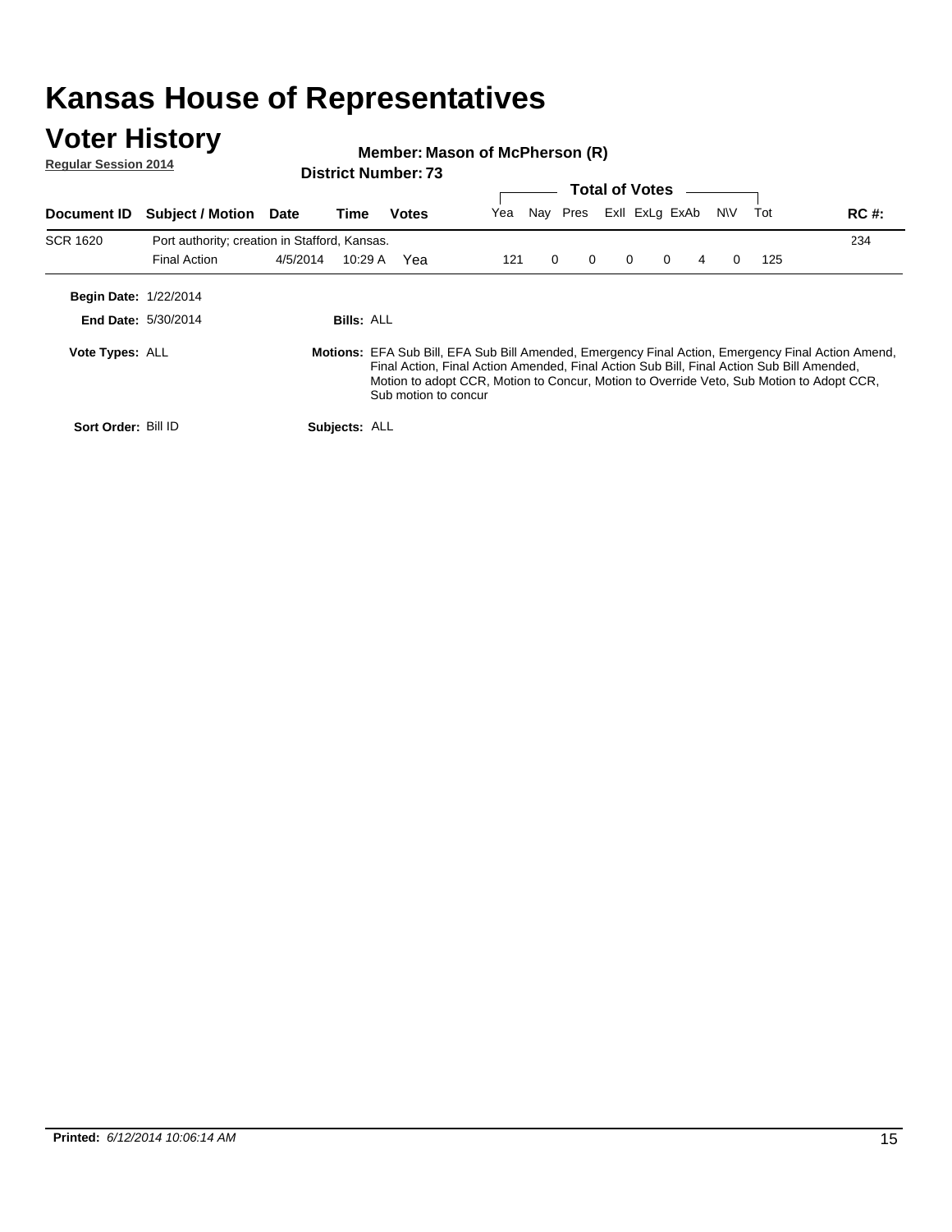# Kansas House of Representatives

## Voter History

**Regular Session 2014**

**Member: Mason of McPherson (R)**

**District Number: 73**

| Document ID | Subject / Motion | Date | Time | Votes | Yea | Nay | Pres | ExII | ExLg | ExAb | N\V | Tot | RC #: |
|---|---|---|---|---|---|---|---|---|---|---|---|---|---|
| SCR 1620 | Port authority; creation in Stafford, Kansas. | | | | | | | | | | | | 234 |
| | Final Action | 4/5/2014 | 10:29 A | Yea | 121 | 0 | 0 | 0 | 0 | 4 | 0 | 125 | |

**Begin Date:** 1/22/2014

**End Date:** 5/30/2014

**Bills:** ALL

**Vote Types:** ALL

**Motions:** EFA Sub Bill, EFA Sub Bill Amended, Emergency Final Action, Emergency Final Action Amend, Final Action, Final Action Amended, Final Action Sub Bill, Final Action Sub Bill Amended, Motion to adopt CCR, Motion to Concur, Motion to Override Veto, Sub Motion to Adopt CCR, Sub motion to concur

**Sort Order:** Bill ID

**Subjects:** ALL

**Printed:** *6/12/2014 10:06:14 AM*